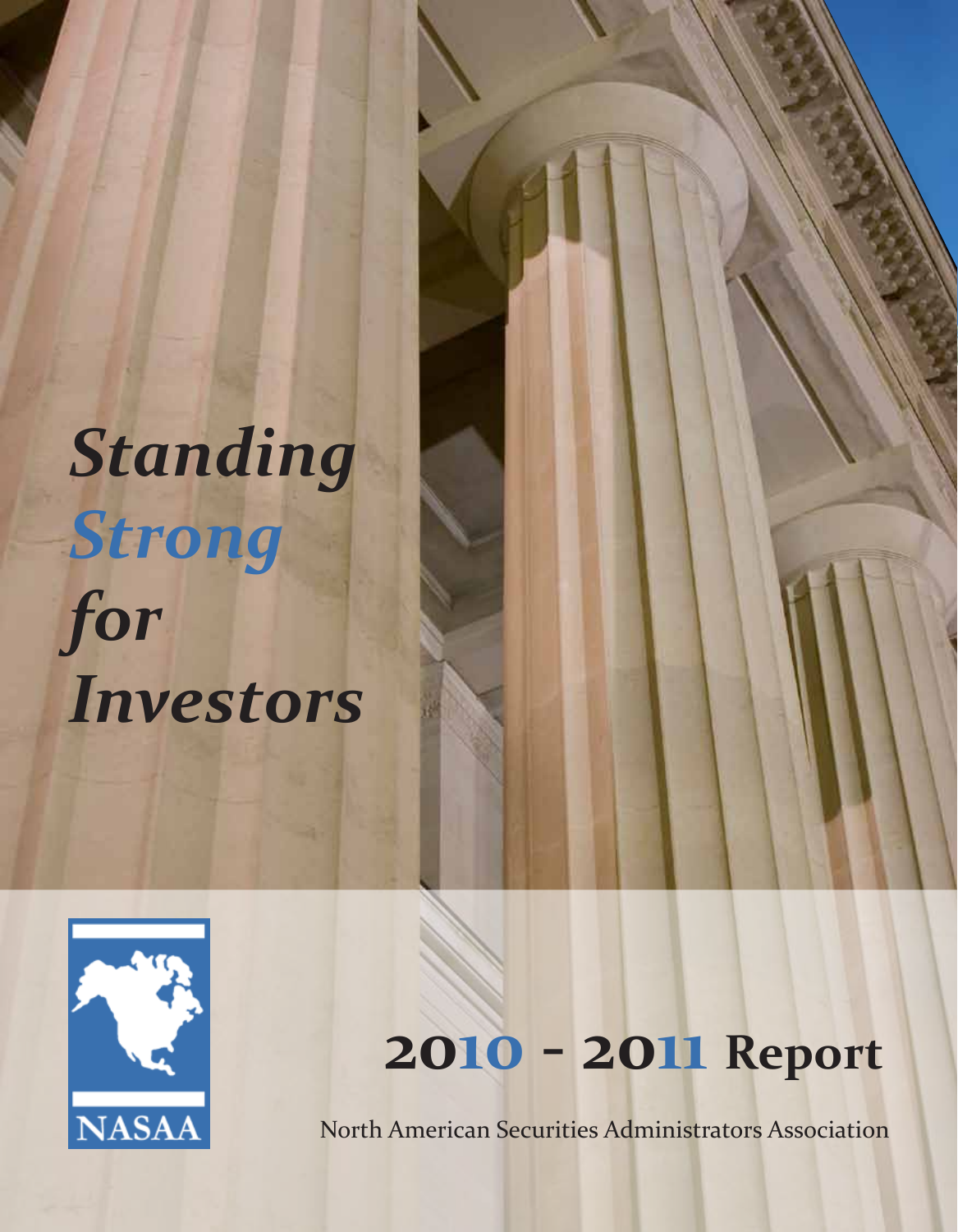# *Standing Strong for Investors*

NASAA

## 2010 - 2011 Report

North American Securities Administrators Association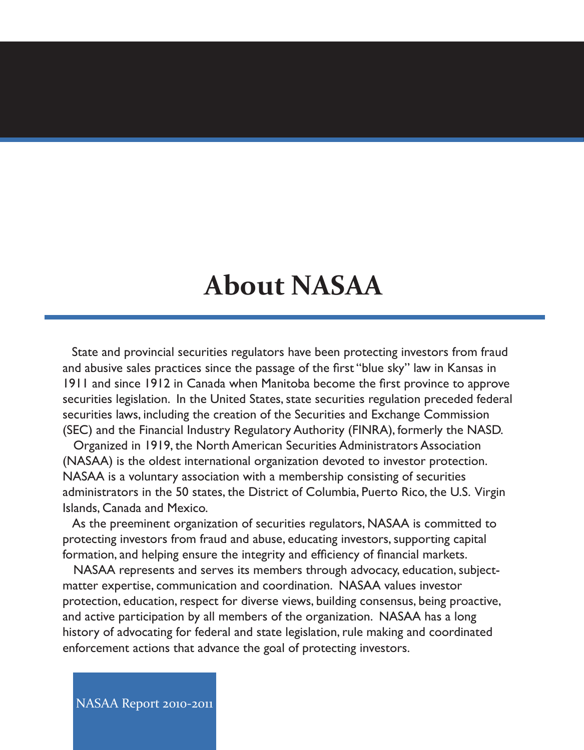# About NASAA

State and provincial securities regulators have been protecting investors from fraud and abusive sales practices since the passage of the first "blue sky" law in Kansas in 1911 and since 1912 in Canada when Manitoba become the first province to approve securities legislation. In the United States, state securities regulation preceded federal securities laws, including the creation of the Securities and Exchange Commission (SEC) and the Financial Industry Regulatory Authority (FINRA), formerly the NASD.

Organized in 1919, the North American Securities Administrators Association (NASAA) is the oldest international organization devoted to investor protection. NASAA is a voluntary association with a membership consisting of securities administrators in the 50 states, the District of Columbia, Puerto Rico, the U.S. Virgin Islands, Canada and Mexico.

As the preeminent organization of securities regulators, NASAA is committed to protecting investors from fraud and abuse, educating investors, supporting capital formation, and helping ensure the integrity and efficiency of financial markets.

NASAA represents and serves its members through advocacy, education, subject-matter expertise, communication and coordination. NASAA values investor protection, education, respect for diverse views, building consensus, being proactive, and active participation by all members of the organization. NASAA has a long history of advocating for federal and state legislation, rule making and coordinated enforcement actions that advance the goal of protecting investors.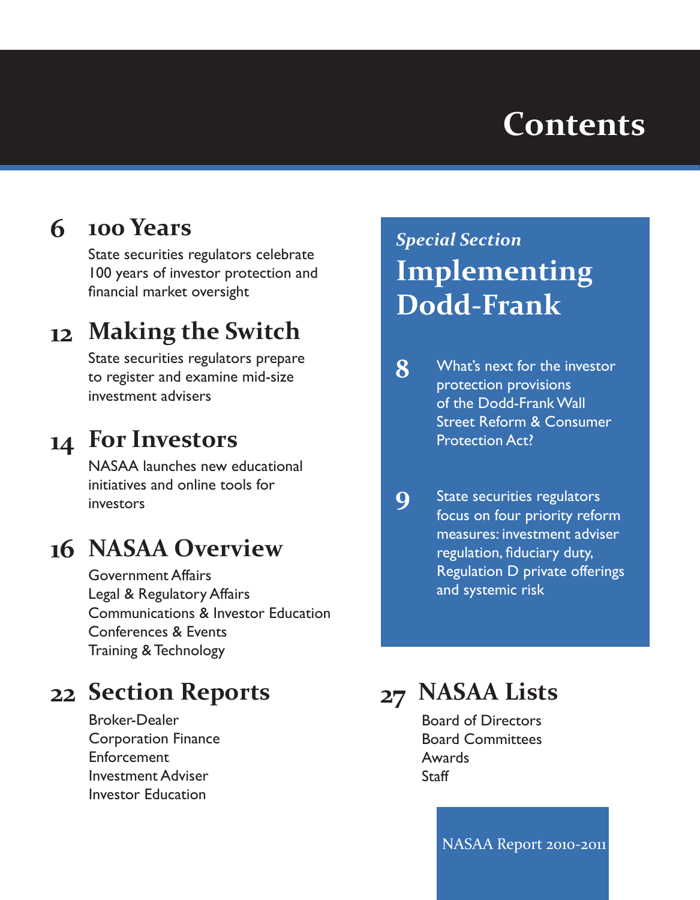# Contents

## 6 100 Years

State securities regulators celebrate 100 years of investor protection and financial market oversight

## 12 Making the Switch

State securities regulators prepare to register and examine mid-size investment advisers

## 14 For Investors

NASAA launches new educational initiatives and online tools for investors

## 16 NASAA Overview

Government Affairs
Legal & Regulatory Affairs
Communications & Investor Education
Conferences & Events
Training & Technology

## 22 Section Reports

Broker-Dealer
Corporation Finance
Enforcement
Investment Adviser
Investor Education

*Special Section*

## Implementing Dodd-Frank

**8** What's next for the investor protection provisions of the Dodd-Frank Wall Street Reform & Consumer Protection Act?

**9** State securities regulators focus on four priority reform measures: investment adviser regulation, fiduciary duty, Regulation D private offerings and systemic risk

## 27 NASAA Lists

Board of Directors
Board Committees
Awards
Staff

NASAA Report 2010-2011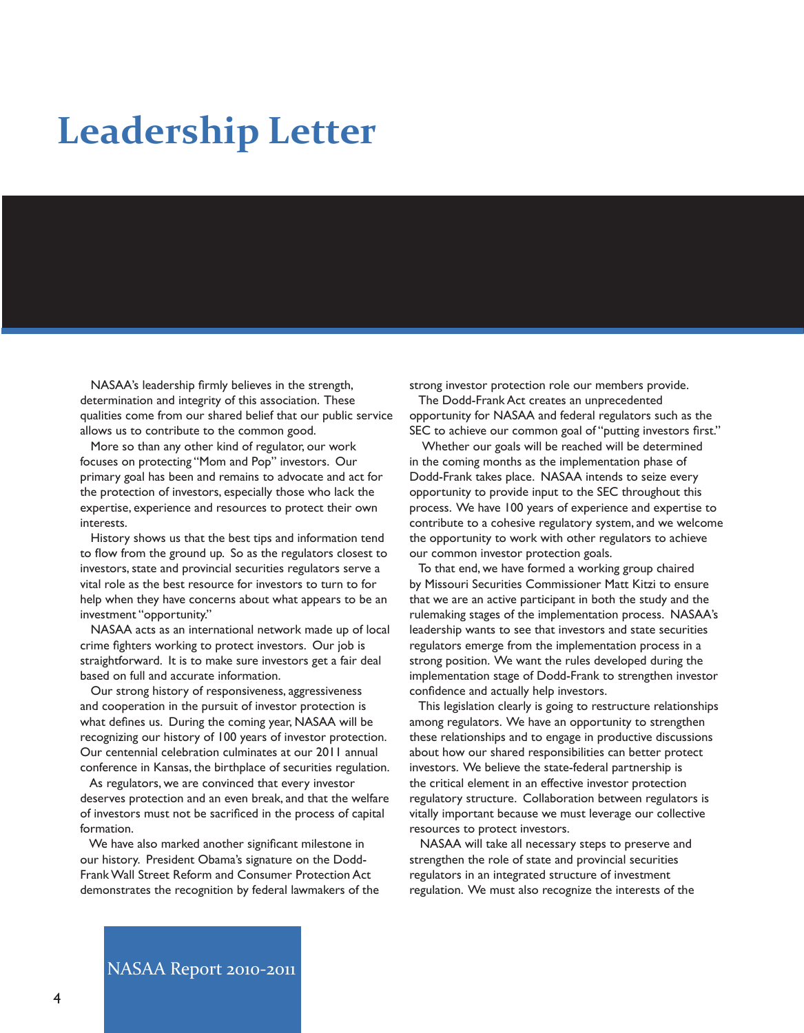# Leadership Letter

NASAA's leadership firmly believes in the strength, determination and integrity of this association. These qualities come from our shared belief that our public service allows us to contribute to the common good.

More so than any other kind of regulator, our work focuses on protecting "Mom and Pop" investors. Our primary goal has been and remains to advocate and act for the protection of investors, especially those who lack the expertise, experience and resources to protect their own interests.

History shows us that the best tips and information tend to flow from the ground up. So as the regulators closest to investors, state and provincial securities regulators serve a vital role as the best resource for investors to turn to for help when they have concerns about what appears to be an investment "opportunity."

NASAA acts as an international network made up of local crime fighters working to protect investors. Our job is straightforward. It is to make sure investors get a fair deal based on full and accurate information.

Our strong history of responsiveness, aggressiveness and cooperation in the pursuit of investor protection is what defines us. During the coming year, NASAA will be recognizing our history of 100 years of investor protection. Our centennial celebration culminates at our 2011 annual conference in Kansas, the birthplace of securities regulation.

As regulators, we are convinced that every investor deserves protection and an even break, and that the welfare of investors must not be sacrificed in the process of capital formation.

We have also marked another significant milestone in our history. President Obama's signature on the Dodd-Frank Wall Street Reform and Consumer Protection Act demonstrates the recognition by federal lawmakers of the strong investor protection role our members provide.

The Dodd-Frank Act creates an unprecedented opportunity for NASAA and federal regulators such as the SEC to achieve our common goal of "putting investors first."

Whether our goals will be reached will be determined in the coming months as the implementation phase of Dodd-Frank takes place. NASAA intends to seize every opportunity to provide input to the SEC throughout this process. We have 100 years of experience and expertise to contribute to a cohesive regulatory system, and we welcome the opportunity to work with other regulators to achieve our common investor protection goals.

To that end, we have formed a working group chaired by Missouri Securities Commissioner Matt Kitzi to ensure that we are an active participant in both the study and the rulemaking stages of the implementation process. NASAA's leadership wants to see that investors and state securities regulators emerge from the implementation process in a strong position. We want the rules developed during the implementation stage of Dodd-Frank to strengthen investor confidence and actually help investors.

This legislation clearly is going to restructure relationships among regulators. We have an opportunity to strengthen these relationships and to engage in productive discussions about how our shared responsibilities can better protect investors. We believe the state-federal partnership is the critical element in an effective investor protection regulatory structure. Collaboration between regulators is vitally important because we must leverage our collective resources to protect investors.

NASAA will take all necessary steps to preserve and strengthen the role of state and provincial securities regulators in an integrated structure of investment regulation. We must also recognize the interests of the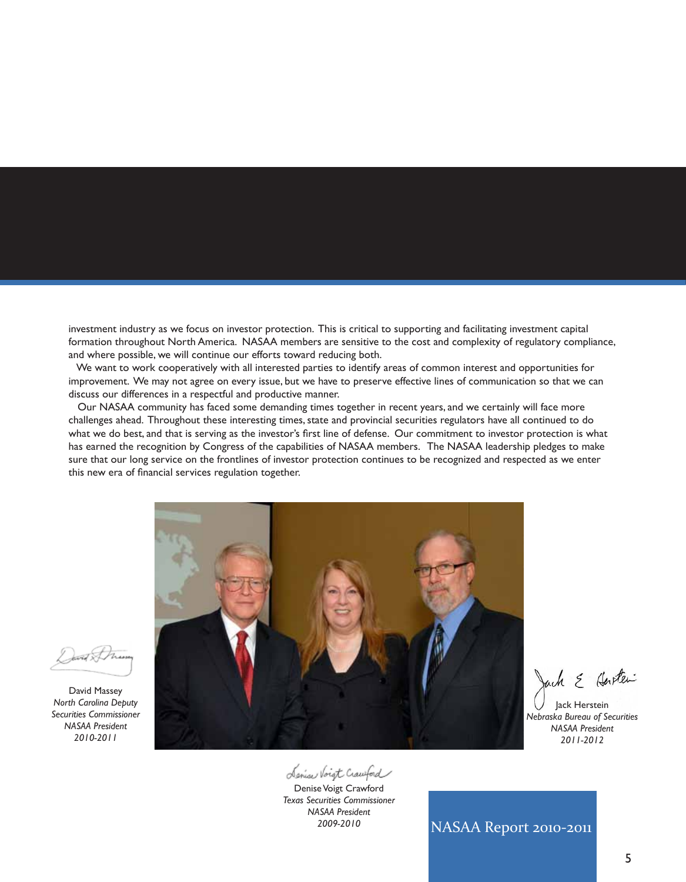investment industry as we focus on investor protection. This is critical to supporting and facilitating investment capital formation throughout North America. NASAA members are sensitive to the cost and complexity of regulatory compliance, and where possible, we will continue our efforts toward reducing both.

We want to work cooperatively with all interested parties to identify areas of common interest and opportunities for improvement. We may not agree on every issue, but we have to preserve effective lines of communication so that we can discuss our differences in a respectful and productive manner.

Our NASAA community has faced some demanding times together in recent years, and we certainly will face more challenges ahead. Throughout these interesting times, state and provincial securities regulators have all continued to do what we do best, and that is serving as the investor's first line of defense. Our commitment to investor protection is what has earned the recognition by Congress of the capabilities of NASAA members. The NASAA leadership pledges to make sure that our long service on the frontlines of investor protection continues to be recognized and respected as we enter this new era of financial services regulation together.

David Massey
*North Carolina Deputy Securities Commissioner*
*NASAA President*
*2010-2011*

Jack Herstein
*Nebraska Bureau of Securities*
*NASAA President*
*2011-2012*

Denise Voigt Crawford
*Texas Securities Commissioner*
*NASAA President*
*2009-2010*

NASAA Report 2010-2011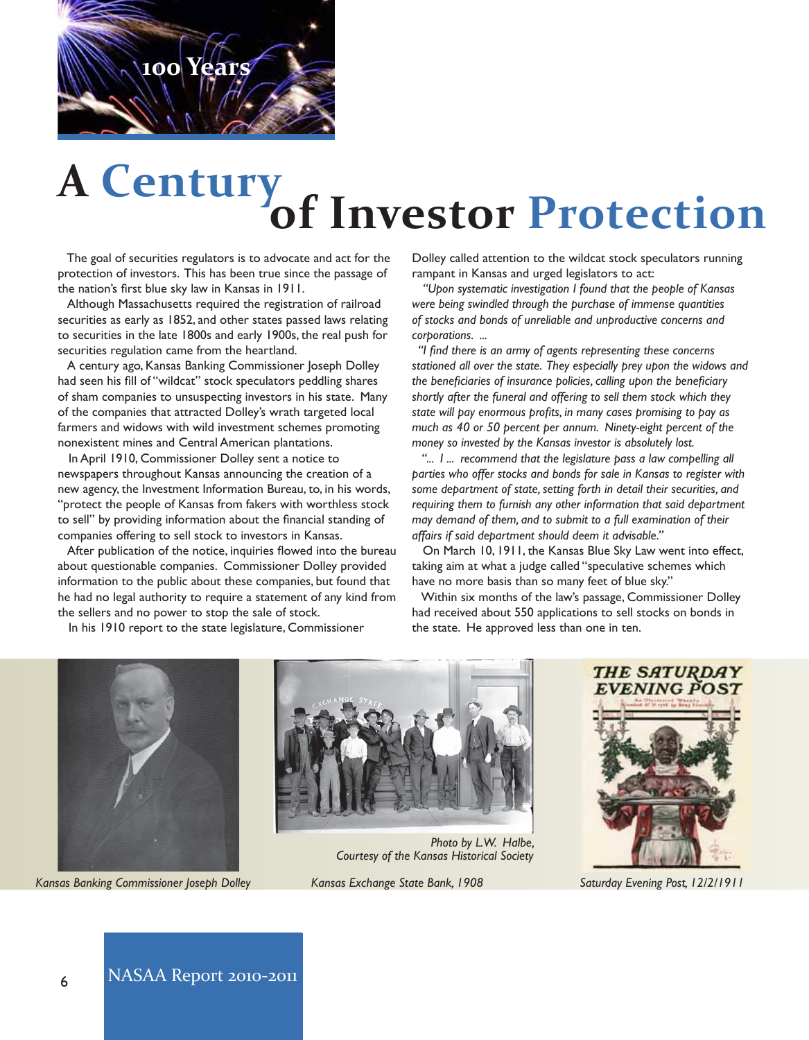100 Years

# A Century of Investor Protection

The goal of securities regulators is to advocate and act for the protection of investors. This has been true since the passage of the nation's first blue sky law in Kansas in 1911.

Although Massachusetts required the registration of railroad securities as early as 1852, and other states passed laws relating to securities in the late 1800s and early 1900s, the real push for securities regulation came from the heartland.

A century ago, Kansas Banking Commissioner Joseph Dolley had seen his fill of "wildcat" stock speculators peddling shares of sham companies to unsuspecting investors in his state. Many of the companies that attracted Dolley's wrath targeted local farmers and widows with wild investment schemes promoting nonexistent mines and Central American plantations.

In April 1910, Commissioner Dolley sent a notice to newspapers throughout Kansas announcing the creation of a new agency, the Investment Information Bureau, to, in his words, "protect the people of Kansas from fakers with worthless stock to sell" by providing information about the financial standing of companies offering to sell stock to investors in Kansas.

After publication of the notice, inquiries flowed into the bureau about questionable companies. Commissioner Dolley provided information to the public about these companies, but found that he had no legal authority to require a statement of any kind from the sellers and no power to stop the sale of stock.

In his 1910 report to the state legislature, Commissioner Dolley called attention to the wildcat stock speculators running rampant in Kansas and urged legislators to act:

*"Upon systematic investigation I found that the people of Kansas were being swindled through the purchase of immense quantities of stocks and bonds of unreliable and unproductive concerns and corporations. ...*

*"I find there is an army of agents representing these concerns stationed all over the state. They especially prey upon the widows and the beneficiaries of insurance policies, calling upon the beneficiary shortly after the funeral and offering to sell them stock which they state will pay enormous profits, in many cases promising to pay as much as 40 or 50 percent per annum. Ninety-eight percent of the money so invested by the Kansas investor is absolutely lost.*

*"... I ... recommend that the legislature pass a law compelling all parties who offer stocks and bonds for sale in Kansas to register with some department of state, setting forth in detail their securities, and requiring them to furnish any other information that said department may demand of them, and to submit to a full examination of their affairs if said department should deem it advisable."*

On March 10, 1911, the Kansas Blue Sky Law went into effect, taking aim at what a judge called "speculative schemes which have no more basis than so many feet of blue sky."

Within six months of the law's passage, Commissioner Dolley had received about 550 applications to sell stocks on bonds in the state. He approved less than one in ten.

*Kansas Banking Commissioner Joseph Dolley*

*Photo by L.W. Halbe, Courtesy of the Kansas Historical Society*

*Kansas Exchange State Bank, 1908*

*Saturday Evening Post, 12/2/1911*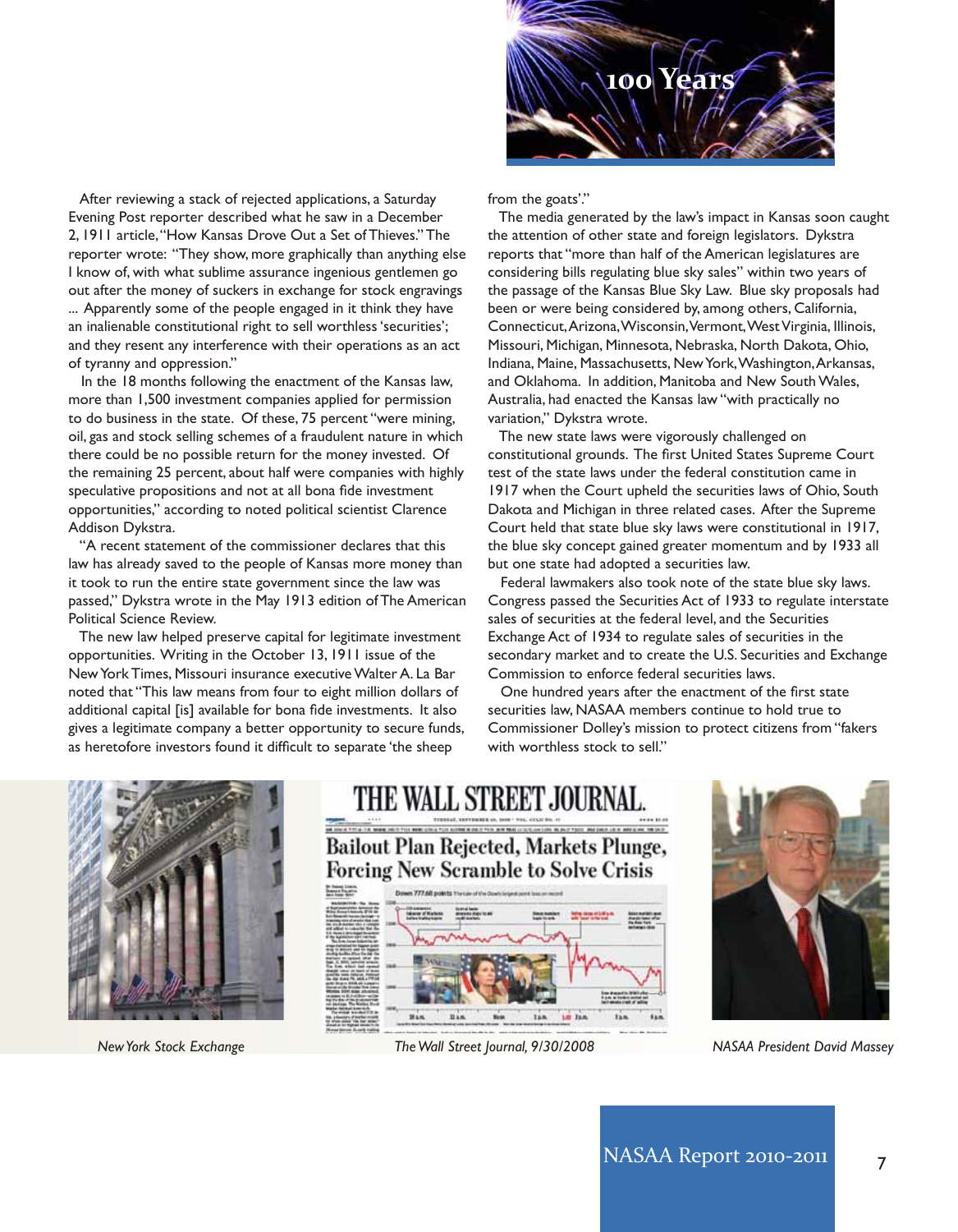After reviewing a stack of rejected applications, a Saturday Evening Post reporter described what he saw in a December 2, 1911 article, "How Kansas Drove Out a Set of Thieves." The reporter wrote: "They show, more graphically than anything else I know of, with what sublime assurance ingenious gentlemen go out after the money of suckers in exchange for stock engravings ... Apparently some of the people engaged in it think they have an inalienable constitutional right to sell worthless 'securities'; and they resent any interference with their operations as an act of tyranny and oppression."

In the 18 months following the enactment of the Kansas law, more than 1,500 investment companies applied for permission to do business in the state. Of these, 75 percent "were mining, oil, gas and stock selling schemes of a fraudulent nature in which there could be no possible return for the money invested. Of the remaining 25 percent, about half were companies with highly speculative propositions and not at all bona fide investment opportunities," according to noted political scientist Clarence Addison Dykstra.

"A recent statement of the commissioner declares that this law has already saved to the people of Kansas more money than it took to run the entire state government since the law was passed," Dykstra wrote in the May 1913 edition of The American Political Science Review.

The new law helped preserve capital for legitimate investment opportunities. Writing in the October 13, 1911 issue of the New York Times, Missouri insurance executive Walter A. La Bar noted that "This law means from four to eight million dollars of additional capital [is] available for bona fide investments. It also gives a legitimate company a better opportunity to secure funds, as heretofore investors found it difficult to separate 'the sheep from the goats'."

The media generated by the law's impact in Kansas soon caught the attention of other state and foreign legislators. Dykstra reports that "more than half of the American legislatures are considering bills regulating blue sky sales" within two years of the passage of the Kansas Blue Sky Law. Blue sky proposals had been or were being considered by, among others, California, Connecticut, Arizona, Wisconsin, Vermont, West Virginia, Illinois, Missouri, Michigan, Minnesota, Nebraska, North Dakota, Ohio, Indiana, Maine, Massachusetts, New York, Washington, Arkansas, and Oklahoma. In addition, Manitoba and New South Wales, Australia, had enacted the Kansas law "with practically no variation," Dykstra wrote.

The new state laws were vigorously challenged on constitutional grounds. The first United States Supreme Court test of the state laws under the federal constitution came in 1917 when the Court upheld the securities laws of Ohio, South Dakota and Michigan in three related cases. After the Supreme Court held that state blue sky laws were constitutional in 1917, the blue sky concept gained greater momentum and by 1933 all but one state had adopted a securities law.

Federal lawmakers also took note of the state blue sky laws. Congress passed the Securities Act of 1933 to regulate interstate sales of securities at the federal level, and the Securities Exchange Act of 1934 to regulate sales of securities in the secondary market and to create the U.S. Securities and Exchange Commission to enforce federal securities laws.

One hundred years after the enactment of the first state securities law, NASAA members continue to hold true to Commissioner Dolley's mission to protect citizens from "fakers with worthless stock to sell."

*New York Stock Exchange*

*The Wall Street Journal, 9/30/2008*

*NASAA President David Massey*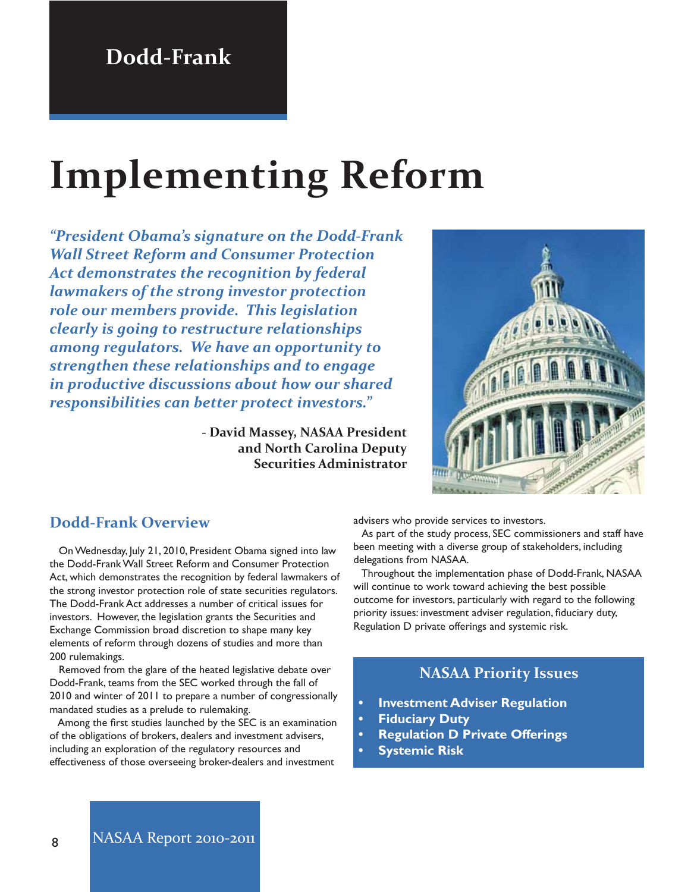# Dodd-Frank

# Implementing Reform

*"President Obama's signature on the Dodd-Frank Wall Street Reform and Consumer Protection Act demonstrates the recognition by federal lawmakers of the strong investor protection role our members provide. This legislation clearly is going to restructure relationships among regulators. We have an opportunity to strengthen these relationships and to engage in productive discussions about how our shared responsibilities can better protect investors."*

**- David Massey, NASAA President and North Carolina Deputy Securities Administrator**

## Dodd-Frank Overview

On Wednesday, July 21, 2010, President Obama signed into law the Dodd-Frank Wall Street Reform and Consumer Protection Act, which demonstrates the recognition by federal lawmakers of the strong investor protection role of state securities regulators. The Dodd-Frank Act addresses a number of critical issues for investors. However, the legislation grants the Securities and Exchange Commission broad discretion to shape many key elements of reform through dozens of studies and more than 200 rulemakings.

Removed from the glare of the heated legislative debate over Dodd-Frank, teams from the SEC worked through the fall of 2010 and winter of 2011 to prepare a number of congressionally mandated studies as a prelude to rulemaking.

Among the first studies launched by the SEC is an examination of the obligations of brokers, dealers and investment advisers, including an exploration of the regulatory resources and effectiveness of those overseeing broker-dealers and investment advisers who provide services to investors.

As part of the study process, SEC commissioners and staff have been meeting with a diverse group of stakeholders, including delegations from NASAA.

Throughout the implementation phase of Dodd-Frank, NASAA will continue to work toward achieving the best possible outcome for investors, particularly with regard to the following priority issues: investment adviser regulation, fiduciary duty, Regulation D private offerings and systemic risk.

### NASAA Priority Issues

- **Investment Adviser Regulation**
- **Fiduciary Duty**
- **Regulation D Private Offerings**
- **Systemic Risk**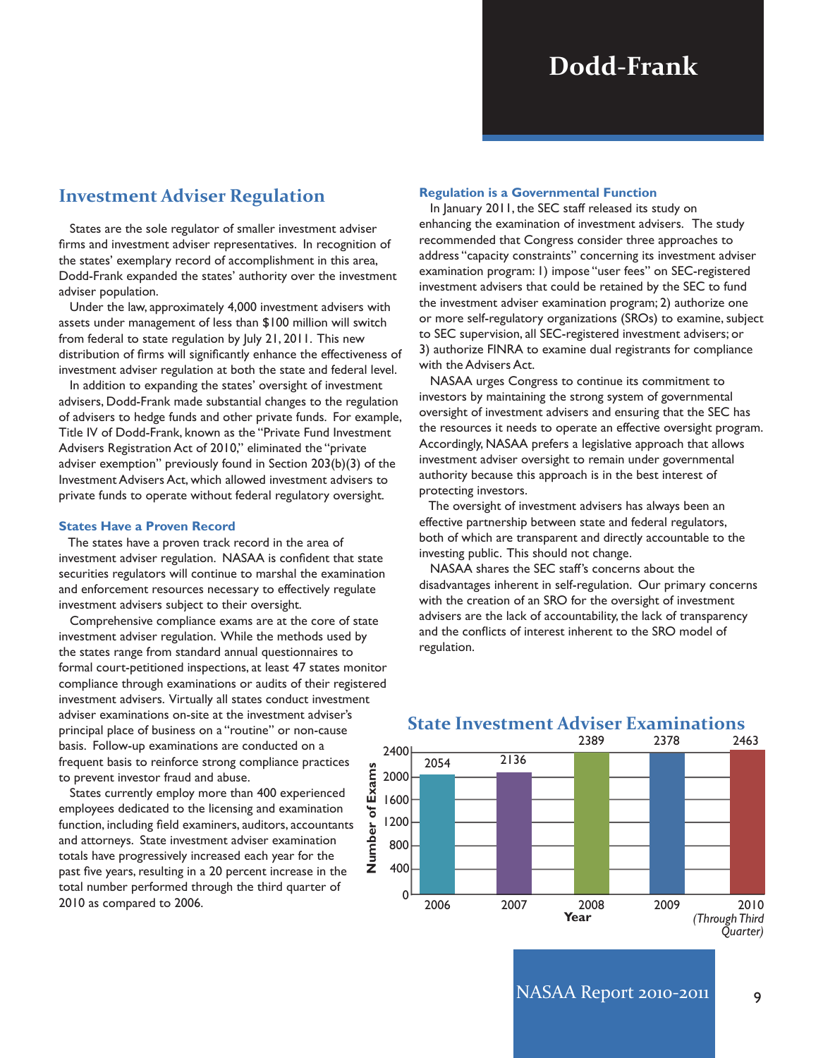# Dodd-Frank

## Investment Adviser Regulation

States are the sole regulator of smaller investment adviser firms and investment adviser representatives. In recognition of the states' exemplary record of accomplishment in this area, Dodd-Frank expanded the states' authority over the investment adviser population.

Under the law, approximately 4,000 investment advisers with assets under management of less than $100 million will switch from federal to state regulation by July 21, 2011. This new distribution of firms will significantly enhance the effectiveness of investment adviser regulation at both the state and federal level.

In addition to expanding the states' oversight of investment advisers, Dodd-Frank made substantial changes to the regulation of advisers to hedge funds and other private funds. For example, Title IV of Dodd-Frank, known as the "Private Fund Investment Advisers Registration Act of 2010," eliminated the "private adviser exemption" previously found in Section 203(b)(3) of the Investment Advisers Act, which allowed investment advisers to private funds to operate without federal regulatory oversight.

### States Have a Proven Record

The states have a proven track record in the area of investment adviser regulation. NASAA is confident that state securities regulators will continue to marshal the examination and enforcement resources necessary to effectively regulate investment advisers subject to their oversight.

Comprehensive compliance exams are at the core of state investment adviser regulation. While the methods used by the states range from standard annual questionnaires to formal court-petitioned inspections, at least 47 states monitor compliance through examinations or audits of their registered investment advisers. Virtually all states conduct investment adviser examinations on-site at the investment adviser's principal place of business on a "routine" or non-cause basis. Follow-up examinations are conducted on a frequent basis to reinforce strong compliance practices to prevent investor fraud and abuse.

States currently employ more than 400 experienced employees dedicated to the licensing and examination function, including field examiners, auditors, accountants and attorneys. State investment adviser examination totals have progressively increased each year for the past five years, resulting in a 20 percent increase in the total number performed through the third quarter of 2010 as compared to 2006.

### Regulation is a Governmental Function

In January 2011, the SEC staff released its study on enhancing the examination of investment advisers. The study recommended that Congress consider three approaches to address "capacity constraints" concerning its investment adviser examination program: 1) impose "user fees" on SEC-registered investment advisers that could be retained by the SEC to fund the investment adviser examination program; 2) authorize one or more self-regulatory organizations (SROs) to examine, subject to SEC supervision, all SEC-registered investment advisers; or 3) authorize FINRA to examine dual registrants for compliance with the Advisers Act.

NASAA urges Congress to continue its commitment to investors by maintaining the strong system of governmental oversight of investment advisers and ensuring that the SEC has the resources it needs to operate an effective oversight program. Accordingly, NASAA prefers a legislative approach that allows investment adviser oversight to remain under governmental authority because this approach is in the best interest of protecting investors.

The oversight of investment advisers has always been an effective partnership between state and federal regulators, both of which are transparent and directly accountable to the investing public. This should not change.

NASAA shares the SEC staff's concerns about the disadvantages inherent in self-regulation. Our primary concerns with the creation of an SRO for the oversight of investment advisers are the lack of accountability, the lack of transparency and the conflicts of interest inherent to the SRO model of regulation.

### State Investment Adviser Examinations

| Year | Number of Exams |
|---|---|
| 2006 | 2054 |
| 2007 | 2136 |
| 2008 | 2389 |
| 2009 | 2378 |
| 2010 *(Through Third Quarter)* | 2463 |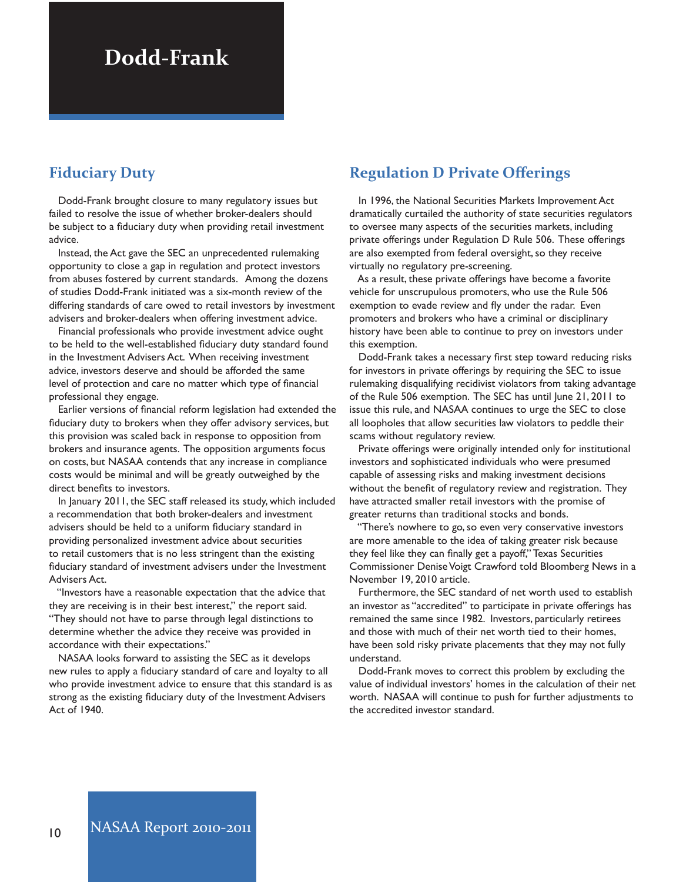# Dodd-Frank

## Fiduciary Duty

Dodd-Frank brought closure to many regulatory issues but failed to resolve the issue of whether broker-dealers should be subject to a fiduciary duty when providing retail investment advice.

Instead, the Act gave the SEC an unprecedented rulemaking opportunity to close a gap in regulation and protect investors from abuses fostered by current standards. Among the dozens of studies Dodd-Frank initiated was a six-month review of the differing standards of care owed to retail investors by investment advisers and broker-dealers when offering investment advice.

Financial professionals who provide investment advice ought to be held to the well-established fiduciary duty standard found in the Investment Advisers Act. When receiving investment advice, investors deserve and should be afforded the same level of protection and care no matter which type of financial professional they engage.

Earlier versions of financial reform legislation had extended the fiduciary duty to brokers when they offer advisory services, but this provision was scaled back in response to opposition from brokers and insurance agents. The opposition arguments focus on costs, but NASAA contends that any increase in compliance costs would be minimal and will be greatly outweighed by the direct benefits to investors.

In January 2011, the SEC staff released its study, which included a recommendation that both broker-dealers and investment advisers should be held to a uniform fiduciary standard in providing personalized investment advice about securities to retail customers that is no less stringent than the existing fiduciary standard of investment advisers under the Investment Advisers Act.

"Investors have a reasonable expectation that the advice that they are receiving is in their best interest," the report said. "They should not have to parse through legal distinctions to determine whether the advice they receive was provided in accordance with their expectations."

NASAA looks forward to assisting the SEC as it develops new rules to apply a fiduciary standard of care and loyalty to all who provide investment advice to ensure that this standard is as strong as the existing fiduciary duty of the Investment Advisers Act of 1940.

## Regulation D Private Offerings

In 1996, the National Securities Markets Improvement Act dramatically curtailed the authority of state securities regulators to oversee many aspects of the securities markets, including private offerings under Regulation D Rule 506. These offerings are also exempted from federal oversight, so they receive virtually no regulatory pre-screening.

As a result, these private offerings have become a favorite vehicle for unscrupulous promoters, who use the Rule 506 exemption to evade review and fly under the radar. Even promoters and brokers who have a criminal or disciplinary history have been able to continue to prey on investors under this exemption.

Dodd-Frank takes a necessary first step toward reducing risks for investors in private offerings by requiring the SEC to issue rulemaking disqualifying recidivist violators from taking advantage of the Rule 506 exemption. The SEC has until June 21, 2011 to issue this rule, and NASAA continues to urge the SEC to close all loopholes that allow securities law violators to peddle their scams without regulatory review.

Private offerings were originally intended only for institutional investors and sophisticated individuals who were presumed capable of assessing risks and making investment decisions without the benefit of regulatory review and registration. They have attracted smaller retail investors with the promise of greater returns than traditional stocks and bonds.

"There's nowhere to go, so even very conservative investors are more amenable to the idea of taking greater risk because they feel like they can finally get a payoff," Texas Securities Commissioner Denise Voigt Crawford told Bloomberg News in a November 19, 2010 article.

Furthermore, the SEC standard of net worth used to establish an investor as "accredited" to participate in private offerings has remained the same since 1982. Investors, particularly retirees and those with much of their net worth tied to their homes, have been sold risky private placements that they may not fully understand.

Dodd-Frank moves to correct this problem by excluding the value of individual investors' homes in the calculation of their net worth. NASAA will continue to push for further adjustments to the accredited investor standard.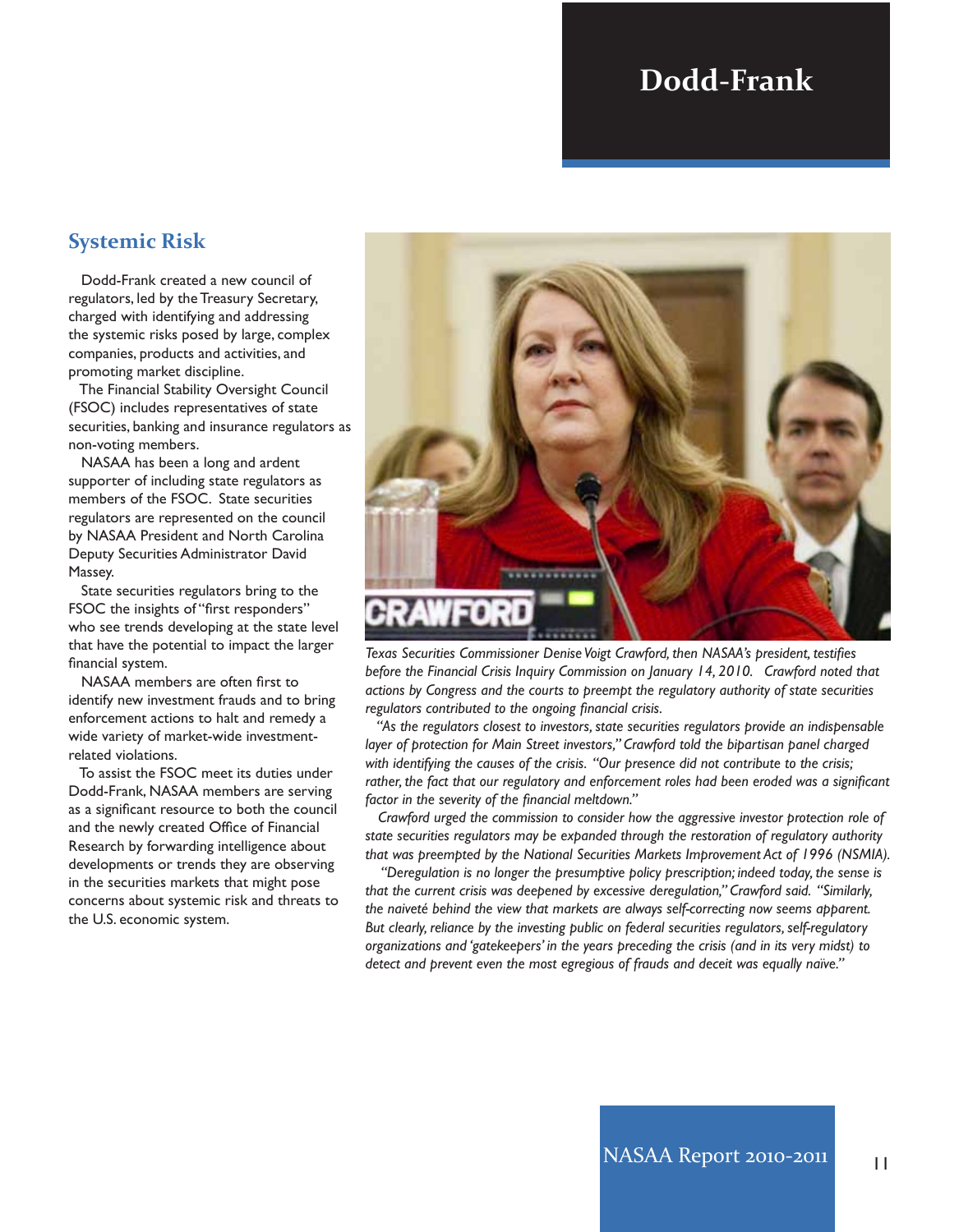# Dodd-Frank

## Systemic Risk

Dodd-Frank created a new council of regulators, led by the Treasury Secretary, charged with identifying and addressing the systemic risks posed by large, complex companies, products and activities, and promoting market discipline.

The Financial Stability Oversight Council (FSOC) includes representatives of state securities, banking and insurance regulators as non-voting members.

NASAA has been a long and ardent supporter of including state regulators as members of the FSOC. State securities regulators are represented on the council by NASAA President and North Carolina Deputy Securities Administrator David Massey.

State securities regulators bring to the FSOC the insights of "first responders" who see trends developing at the state level that have the potential to impact the larger financial system.

NASAA members are often first to identify new investment frauds and to bring enforcement actions to halt and remedy a wide variety of market-wide investment-related violations.

To assist the FSOC meet its duties under Dodd-Frank, NASAA members are serving as a significant resource to both the council and the newly created Office of Financial Research by forwarding intelligence about developments or trends they are observing in the securities markets that might pose concerns about systemic risk and threats to the U.S. economic system.

*Texas Securities Commissioner Denise Voigt Crawford, then NASAA's president, testifies before the Financial Crisis Inquiry Commission on January 14, 2010. Crawford noted that actions by Congress and the courts to preempt the regulatory authority of state securities regulators contributed to the ongoing financial crisis.*

*"As the regulators closest to investors, state securities regulators provide an indispensable layer of protection for Main Street investors," Crawford told the bipartisan panel charged with identifying the causes of the crisis. "Our presence did not contribute to the crisis; rather, the fact that our regulatory and enforcement roles had been eroded was a significant factor in the severity of the financial meltdown."*

*Crawford urged the commission to consider how the aggressive investor protection role of state securities regulators may be expanded through the restoration of regulatory authority that was preempted by the National Securities Markets Improvement Act of 1996 (NSMIA).*

*"Deregulation is no longer the presumptive policy prescription; indeed today, the sense is that the current crisis was deepened by excessive deregulation," Crawford said. "Similarly, the naiveté behind the view that markets are always self-correcting now seems apparent. But clearly, reliance by the investing public on federal securities regulators, self-regulatory organizations and 'gatekeepers' in the years preceding the crisis (and in its very midst) to detect and prevent even the most egregious of frauds and deceit was equally naïve."*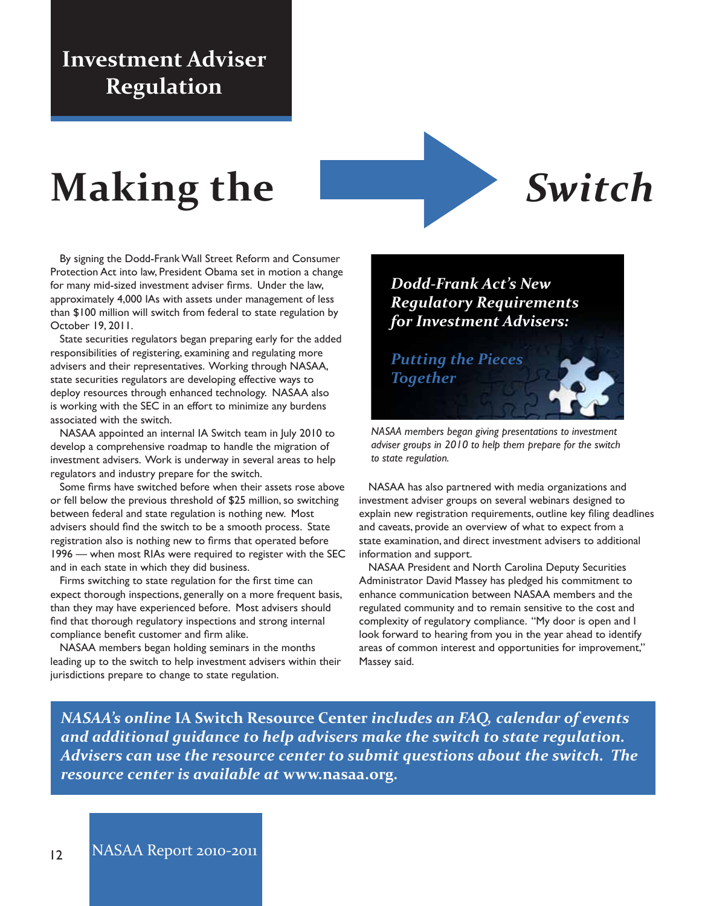## Investment Adviser Regulation

# Making the Switch

By signing the Dodd-Frank Wall Street Reform and Consumer Protection Act into law, President Obama set in motion a change for many mid-sized investment adviser firms. Under the law, approximately 4,000 IAs with assets under management of less than $100 million will switch from federal to state regulation by October 19, 2011.

State securities regulators began preparing early for the added responsibilities of registering, examining and regulating more advisers and their representatives. Working through NASAA, state securities regulators are developing effective ways to deploy resources through enhanced technology. NASAA also is working with the SEC in an effort to minimize any burdens associated with the switch.

NASAA appointed an internal IA Switch team in July 2010 to develop a comprehensive roadmap to handle the migration of investment advisers. Work is underway in several areas to help regulators and industry prepare for the switch.

Some firms have switched before when their assets rose above or fell below the previous threshold of $25 million, so switching between federal and state regulation is nothing new. Most advisers should find the switch to be a smooth process. State registration also is nothing new to firms that operated before 1996 — when most RIAs were required to register with the SEC and in each state in which they did business.

Firms switching to state regulation for the first time can expect thorough inspections, generally on a more frequent basis, than they may have experienced before. Most advisers should find that thorough regulatory inspections and strong internal compliance benefit customer and firm alike.

NASAA members began holding seminars in the months leading up to the switch to help investment advisers within their jurisdictions prepare to change to state regulation.

***Dodd-Frank Act's New Regulatory Requirements for Investment Advisers:***

***Putting the Pieces Together***

*NASAA members began giving presentations to investment adviser groups in 2010 to help them prepare for the switch to state regulation.*

NASAA has also partnered with media organizations and investment adviser groups on several webinars designed to explain new registration requirements, outline key filing deadlines and caveats, provide an overview of what to expect from a state examination, and direct investment advisers to additional information and support.

NASAA President and North Carolina Deputy Securities Administrator David Massey has pledged his commitment to enhance communication between NASAA members and the regulated community and to remain sensitive to the cost and complexity of regulatory compliance. "My door is open and I look forward to hearing from you in the year ahead to identify areas of common interest and opportunities for improvement," Massey said.

***NASAA's online* IA Switch Resource Center *includes an FAQ, calendar of events and additional guidance to help advisers make the switch to state regulation. Advisers can use the resource center to submit questions about the switch. The resource center is available at* www.nasaa.org.**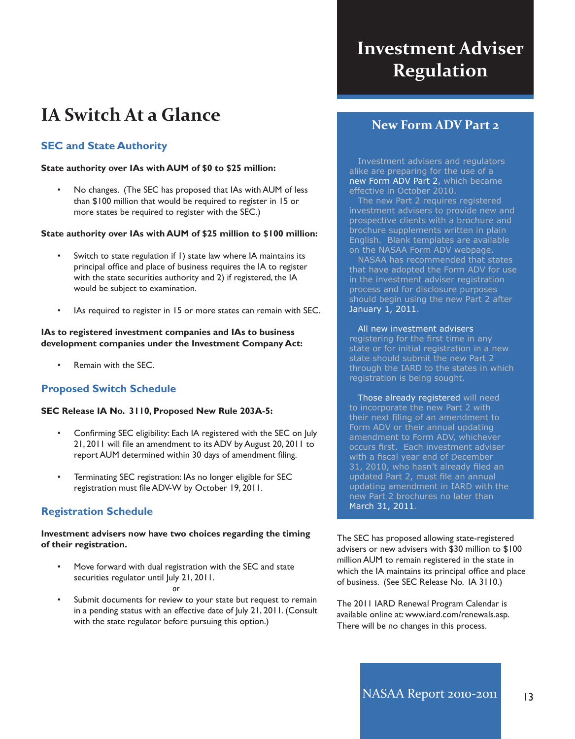# Investment Adviser Regulation

## IA Switch At a Glance

### SEC and State Authority

**State authority over IAs with AUM of $0 to $25 million:**

- No changes. (The SEC has proposed that IAs with AUM of less than $100 million that would be required to register in 15 or more states be required to register with the SEC.)

**State authority over IAs with AUM of $25 million to $100 million:**

- Switch to state regulation if 1) state law where IA maintains its principal office and place of business requires the IA to register with the state securities authority and 2) if registered, the IA would be subject to examination.
- IAs required to register in 15 or more states can remain with SEC.

**IAs to registered investment companies and IAs to business development companies under the Investment Company Act:**

- Remain with the SEC.

### Proposed Switch Schedule

**SEC Release IA No. 3110, Proposed New Rule 203A-5:**

- Confirming SEC eligibility: Each IA registered with the SEC on July 21, 2011 will file an amendment to its ADV by August 20, 2011 to report AUM determined within 30 days of amendment filing.
- Terminating SEC registration: IAs no longer eligible for SEC registration must file ADV-W by October 19, 2011.

### Registration Schedule

**Investment advisers now have two choices regarding the timing of their registration.**

- Move forward with dual registration with the SEC and state securities regulator until July 21, 2011.

  *or*

- Submit documents for review to your state but request to remain in a pending status with an effective date of July 21, 2011. (Consult with the state regulator before pursuing this option.)

## New Form ADV Part 2

Investment advisers and regulators alike are preparing for the use of a new Form ADV Part 2, which became effective in October 2010.

The new Part 2 requires registered investment advisers to provide new and prospective clients with a brochure and brochure supplements written in plain English. Blank templates are available on the NASAA Form ADV webpage.

NASAA has recommended that states that have adopted the Form ADV for use in the investment adviser registration process and for disclosure purposes should begin using the new Part 2 after January 1, 2011.

All new investment advisers registering for the first time in any state or for initial registration in a new state should submit the new Part 2 through the IARD to the states in which registration is being sought.

Those already registered will need to incorporate the new Part 2 with their next filing of an amendment to Form ADV or their annual updating amendment to Form ADV, whichever occurs first. Each investment adviser with a fiscal year end of December 31, 2010, who hasn't already filed an updated Part 2, must file an annual updating amendment in IARD with the new Part 2 brochures no later than March 31, 2011.

The SEC has proposed allowing state-registered advisers or new advisers with $30 million to $100 million AUM to remain registered in the state in which the IA maintains its principal office and place of business. (See SEC Release No. IA 3110.)

The 2011 IARD Renewal Program Calendar is available online at: www.iard.com/renewals.asp. There will be no changes in this process.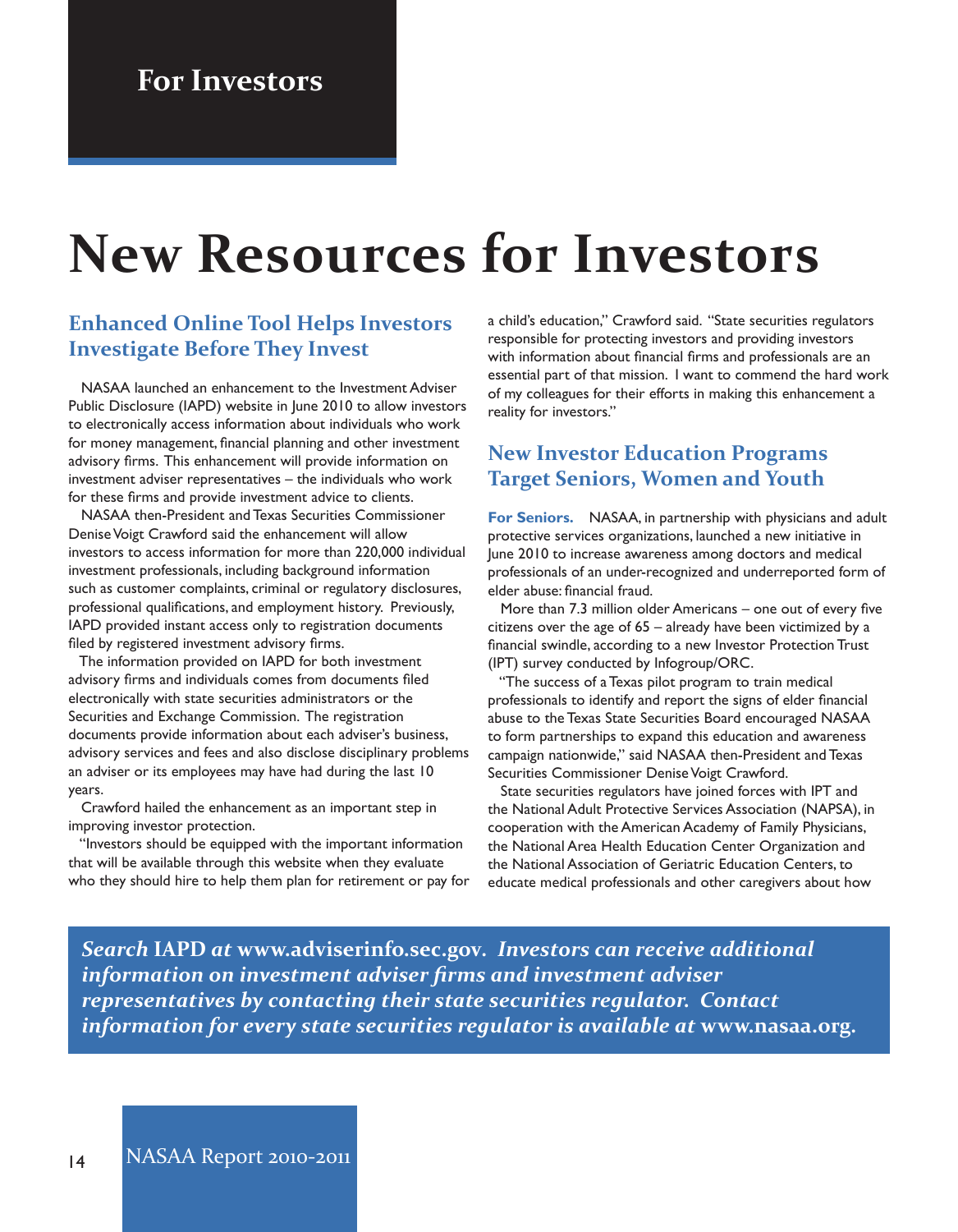## For Investors

# New Resources for Investors

### Enhanced Online Tool Helps Investors Investigate Before They Invest

NASAA launched an enhancement to the Investment Adviser Public Disclosure (IAPD) website in June 2010 to allow investors to electronically access information about individuals who work for money management, financial planning and other investment advisory firms. This enhancement will provide information on investment adviser representatives – the individuals who work for these firms and provide investment advice to clients.

NASAA then-President and Texas Securities Commissioner Denise Voigt Crawford said the enhancement will allow investors to access information for more than 220,000 individual investment professionals, including background information such as customer complaints, criminal or regulatory disclosures, professional qualifications, and employment history. Previously, IAPD provided instant access only to registration documents filed by registered investment advisory firms.

The information provided on IAPD for both investment advisory firms and individuals comes from documents filed electronically with state securities administrators or the Securities and Exchange Commission. The registration documents provide information about each adviser's business, advisory services and fees and also disclose disciplinary problems an adviser or its employees may have had during the last 10 years.

Crawford hailed the enhancement as an important step in improving investor protection.

"Investors should be equipped with the important information that will be available through this website when they evaluate who they should hire to help them plan for retirement or pay for a child's education," Crawford said. "State securities regulators responsible for protecting investors and providing investors with information about financial firms and professionals are an essential part of that mission. I want to commend the hard work of my colleagues for their efforts in making this enhancement a reality for investors."

### New Investor Education Programs Target Seniors, Women and Youth

**For Seniors.** NASAA, in partnership with physicians and adult protective services organizations, launched a new initiative in June 2010 to increase awareness among doctors and medical professionals of an under-recognized and underreported form of elder abuse: financial fraud.

More than 7.3 million older Americans – one out of every five citizens over the age of 65 – already have been victimized by a financial swindle, according to a new Investor Protection Trust (IPT) survey conducted by Infogroup/ORC.

"The success of a Texas pilot program to train medical professionals to identify and report the signs of elder financial abuse to the Texas State Securities Board encouraged NASAA to form partnerships to expand this education and awareness campaign nationwide," said NASAA then-President and Texas Securities Commissioner Denise Voigt Crawford.

State securities regulators have joined forces with IPT and the National Adult Protective Services Association (NAPSA), in cooperation with the American Academy of Family Physicians, the National Area Health Education Center Organization and the National Association of Geriatric Education Centers, to educate medical professionals and other caregivers about how

***Search* IAPD *at* www.adviserinfo.sec.gov. *Investors can receive additional information on investment adviser firms and investment adviser representatives by contacting their state securities regulator. Contact information for every state securities regulator is available at* www.nasaa.org.**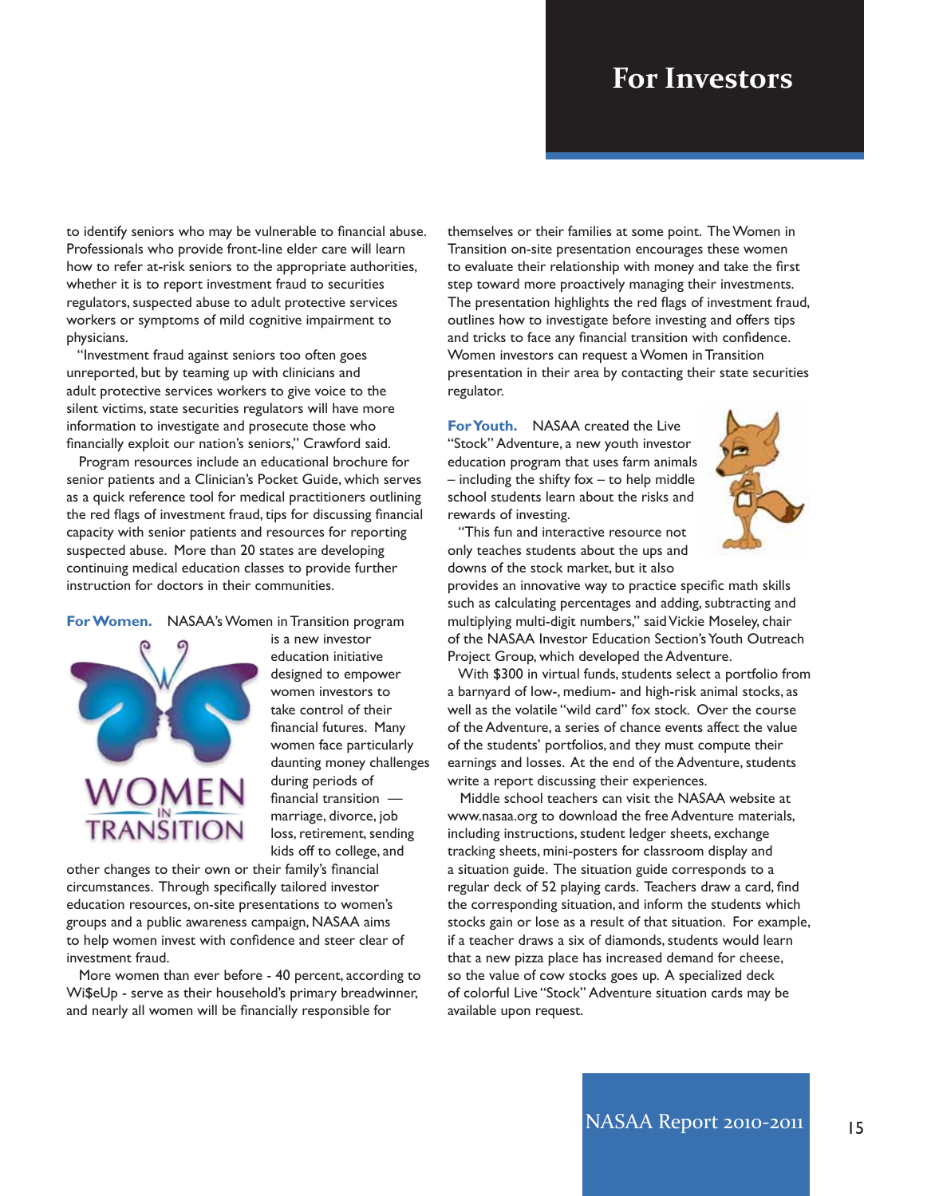# For Investors

to identify seniors who may be vulnerable to financial abuse. Professionals who provide front-line elder care will learn how to refer at-risk seniors to the appropriate authorities, whether it is to report investment fraud to securities regulators, suspected abuse to adult protective services workers or symptoms of mild cognitive impairment to physicians.

"Investment fraud against seniors too often goes unreported, but by teaming up with clinicians and adult protective services workers to give voice to the silent victims, state securities regulators will have more information to investigate and prosecute those who financially exploit our nation's seniors," Crawford said.

Program resources include an educational brochure for senior patients and a Clinician's Pocket Guide, which serves as a quick reference tool for medical practitioners outlining the red flags of investment fraud, tips for discussing financial capacity with senior patients and resources for reporting suspected abuse. More than 20 states are developing continuing medical education classes to provide further instruction for doctors in their communities.

**For Women.** NASAA's Women in Transition program is a new investor education initiative designed to empower women investors to take control of their financial futures. Many women face particularly daunting money challenges during periods of financial transition — marriage, divorce, job loss, retirement, sending kids off to college, and other changes to their own or their family's financial circumstances. Through specifically tailored investor education resources, on-site presentations to women's groups and a public awareness campaign, NASAA aims to help women invest with confidence and steer clear of investment fraud.

More women than ever before - 40 percent, according to Wi$eUp - serve as their household's primary breadwinner, and nearly all women will be financially responsible for themselves or their families at some point. The Women in Transition on-site presentation encourages these women to evaluate their relationship with money and take the first step toward more proactively managing their investments. The presentation highlights the red flags of investment fraud, outlines how to investigate before investing and offers tips and tricks to face any financial transition with confidence. Women investors can request a Women in Transition presentation in their area by contacting their state securities regulator.

**For Youth.** NASAA created the Live "Stock" Adventure, a new youth investor education program that uses farm animals – including the shifty fox – to help middle school students learn about the risks and rewards of investing.

"This fun and interactive resource not only teaches students about the ups and downs of the stock market, but it also provides an innovative way to practice specific math skills such as calculating percentages and adding, subtracting and multiplying multi-digit numbers," said Vickie Moseley, chair of the NASAA Investor Education Section's Youth Outreach Project Group, which developed the Adventure.

With $300 in virtual funds, students select a portfolio from a barnyard of low-, medium- and high-risk animal stocks, as well as the volatile "wild card" fox stock. Over the course of the Adventure, a series of chance events affect the value of the students' portfolios, and they must compute their earnings and losses. At the end of the Adventure, students write a report discussing their experiences.

Middle school teachers can visit the NASAA website at www.nasaa.org to download the free Adventure materials, including instructions, student ledger sheets, exchange tracking sheets, mini-posters for classroom display and a situation guide. The situation guide corresponds to a regular deck of 52 playing cards. Teachers draw a card, find the corresponding situation, and inform the students which stocks gain or lose as a result of that situation. For example, if a teacher draws a six of diamonds, students would learn that a new pizza place has increased demand for cheese, so the value of cow stocks goes up. A specialized deck of colorful Live "Stock" Adventure situation cards may be available upon request.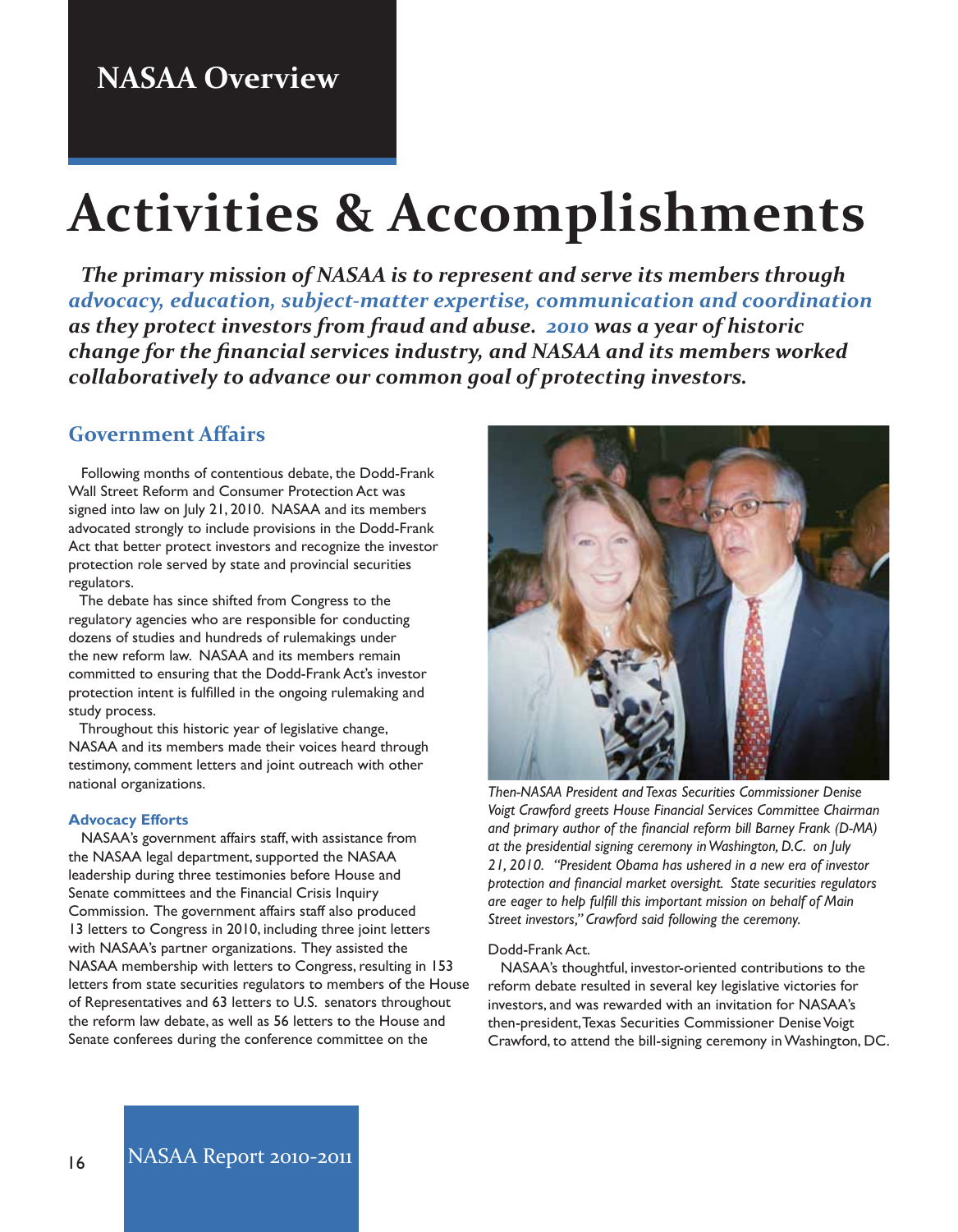## NASAA Overview

# Activities & Accomplishments

***The primary mission of NASAA is to represent and serve its members through advocacy, education, subject-matter expertise, communication and coordination as they protect investors from fraud and abuse. 2010 was a year of historic change for the financial services industry, and NASAA and its members worked collaboratively to advance our common goal of protecting investors.***

## Government Affairs

Following months of contentious debate, the Dodd-Frank Wall Street Reform and Consumer Protection Act was signed into law on July 21, 2010. NASAA and its members advocated strongly to include provisions in the Dodd-Frank Act that better protect investors and recognize the investor protection role served by state and provincial securities regulators.

The debate has since shifted from Congress to the regulatory agencies who are responsible for conducting dozens of studies and hundreds of rulemakings under the new reform law. NASAA and its members remain committed to ensuring that the Dodd-Frank Act's investor protection intent is fulfilled in the ongoing rulemaking and study process.

Throughout this historic year of legislative change, NASAA and its members made their voices heard through testimony, comment letters and joint outreach with other national organizations.

### Advocacy Efforts

NASAA's government affairs staff, with assistance from the NASAA legal department, supported the NASAA leadership during three testimonies before House and Senate committees and the Financial Crisis Inquiry Commission. The government affairs staff also produced 13 letters to Congress in 2010, including three joint letters with NASAA's partner organizations. They assisted the NASAA membership with letters to Congress, resulting in 153 letters from state securities regulators to members of the House of Representatives and 63 letters to U.S. senators throughout the reform law debate, as well as 56 letters to the House and Senate conferees during the conference committee on the Dodd-Frank Act.

NASAA's thoughtful, investor-oriented contributions to the reform debate resulted in several key legislative victories for investors, and was rewarded with an invitation for NASAA's then-president, Texas Securities Commissioner Denise Voigt Crawford, to attend the bill-signing ceremony in Washington, DC.

*Then-NASAA President and Texas Securities Commissioner Denise Voigt Crawford greets House Financial Services Committee Chairman and primary author of the financial reform bill Barney Frank (D-MA) at the presidential signing ceremony in Washington, D.C. on July 21, 2010. "President Obama has ushered in a new era of investor protection and financial market oversight. State securities regulators are eager to help fulfill this important mission on behalf of Main Street investors," Crawford said following the ceremony.*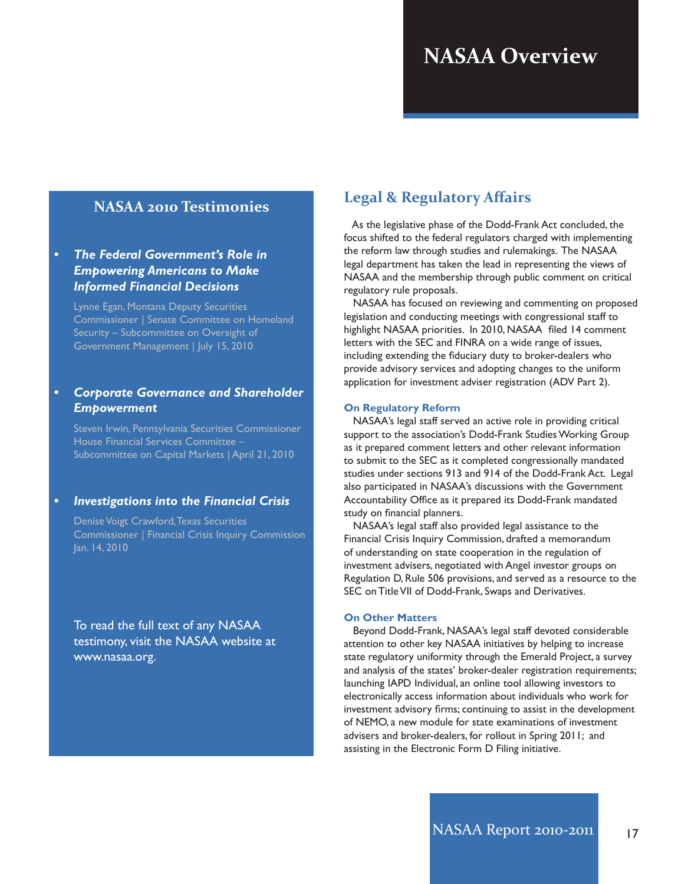# NASAA Overview

## NASAA 2010 Testimonies

- ***The Federal Government's Role in Empowering Americans to Make Informed Financial Decisions***

  Lynne Egan, Montana Deputy Securities Commissioner | Senate Committee on Homeland Security – Subcommittee on Oversight of Government Management | July 15, 2010

- ***Corporate Governance and Shareholder Empowerment***

  Steven Irwin, Pennsylvania Securities Commissioner House Financial Services Committee – Subcommittee on Capital Markets | April 21, 2010

- ***Investigations into the Financial Crisis***

  Denise Voigt Crawford, Texas Securities Commissioner | Financial Crisis Inquiry Commission Jan. 14, 2010

To read the full text of any NASAA testimony, visit the NASAA website at www.nasaa.org.

## Legal & Regulatory Affairs

As the legislative phase of the Dodd-Frank Act concluded, the focus shifted to the federal regulators charged with implementing the reform law through studies and rulemakings. The NASAA legal department has taken the lead in representing the views of NASAA and the membership through public comment on critical regulatory rule proposals.

NASAA has focused on reviewing and commenting on proposed legislation and conducting meetings with congressional staff to highlight NASAA priorities. In 2010, NASAA filed 14 comment letters with the SEC and FINRA on a wide range of issues, including extending the fiduciary duty to broker-dealers who provide advisory services and adopting changes to the uniform application for investment adviser registration (ADV Part 2).

### On Regulatory Reform

NASAA's legal staff served an active role in providing critical support to the association's Dodd-Frank Studies Working Group as it prepared comment letters and other relevant information to submit to the SEC as it completed congressionally mandated studies under sections 913 and 914 of the Dodd-Frank Act. Legal also participated in NASAA's discussions with the Government Accountability Office as it prepared its Dodd-Frank mandated study on financial planners.

NASAA's legal staff also provided legal assistance to the Financial Crisis Inquiry Commission, drafted a memorandum of understanding on state cooperation in the regulation of investment advisers, negotiated with Angel investor groups on Regulation D, Rule 506 provisions, and served as a resource to the SEC on Title VII of Dodd-Frank, Swaps and Derivatives.

### On Other Matters

Beyond Dodd-Frank, NASAA's legal staff devoted considerable attention to other key NASAA initiatives by helping to increase state regulatory uniformity through the Emerald Project, a survey and analysis of the states' broker-dealer registration requirements; launching IAPD Individual, an online tool allowing investors to electronically access information about individuals who work for investment advisory firms; continuing to assist in the development of NEMO, a new module for state examinations of investment advisers and broker-dealers, for rollout in Spring 2011; and assisting in the Electronic Form D Filing initiative.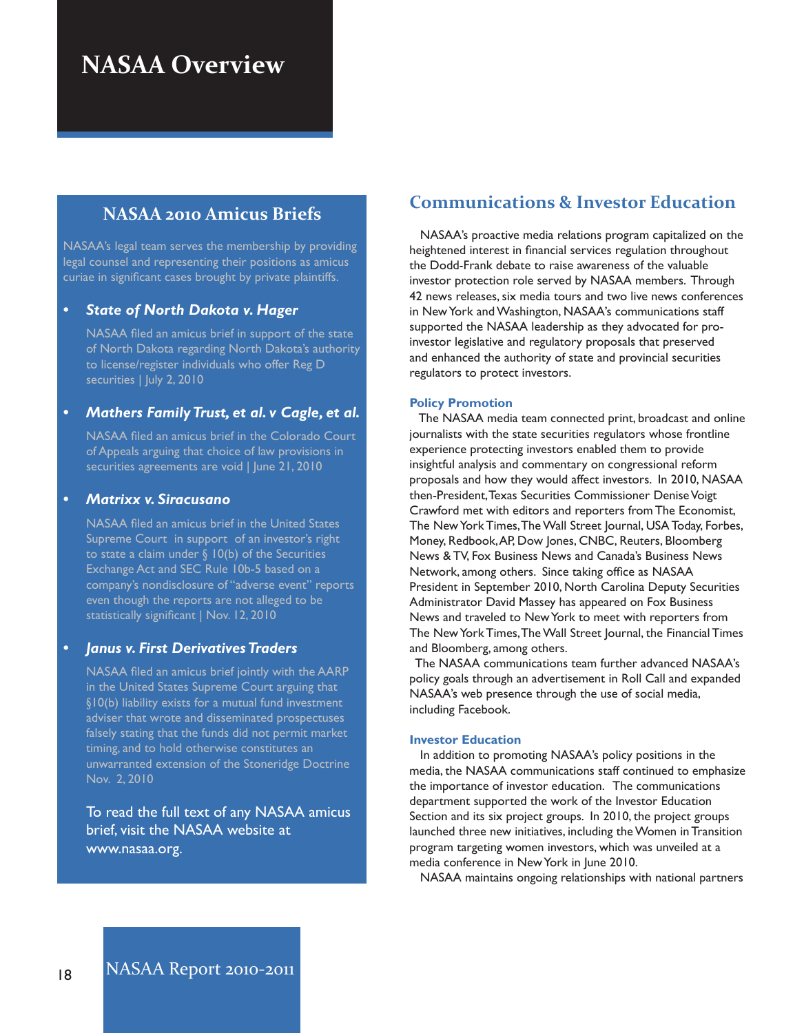# NASAA Overview

## NASAA 2010 Amicus Briefs

NASAA's legal team serves the membership by providing legal counsel and representing their positions as amicus curiae in significant cases brought by private plaintiffs.

- ***State of North Dakota v. Hager***

  NASAA filed an amicus brief in support of the state of North Dakota regarding North Dakota's authority to license/register individuals who offer Reg D securities | July 2, 2010

- ***Mathers Family Trust, et al. v Cagle, et al.***

  NASAA filed an amicus brief in the Colorado Court of Appeals arguing that choice of law provisions in securities agreements are void | June 21, 2010

- ***Matrixx v. Siracusano***

  NASAA filed an amicus brief in the United States Supreme Court in support of an investor's right to state a claim under § 10(b) of the Securities Exchange Act and SEC Rule 10b-5 based on a company's nondisclosure of "adverse event" reports even though the reports are not alleged to be statistically significant | Nov. 12, 2010

- ***Janus v. First Derivatives Traders***

  NASAA filed an amicus brief jointly with the AARP in the United States Supreme Court arguing that §10(b) liability exists for a mutual fund investment adviser that wrote and disseminated prospectuses falsely stating that the funds did not permit market timing, and to hold otherwise constitutes an unwarranted extension of the Stoneridge Doctrine Nov. 2, 2010

To read the full text of any NASAA amicus brief, visit the NASAA website at www.nasaa.org.

## Communications & Investor Education

NASAA's proactive media relations program capitalized on the heightened interest in financial services regulation throughout the Dodd-Frank debate to raise awareness of the valuable investor protection role served by NASAA members. Through 42 news releases, six media tours and two live news conferences in New York and Washington, NASAA's communications staff supported the NASAA leadership as they advocated for pro-investor legislative and regulatory proposals that preserved and enhanced the authority of state and provincial securities regulators to protect investors.

### Policy Promotion

The NASAA media team connected print, broadcast and online journalists with the state securities regulators whose frontline experience protecting investors enabled them to provide insightful analysis and commentary on congressional reform proposals and how they would affect investors. In 2010, NASAA then-President, Texas Securities Commissioner Denise Voigt Crawford met with editors and reporters from The Economist, The New York Times, The Wall Street Journal, USA Today, Forbes, Money, Redbook, AP, Dow Jones, CNBC, Reuters, Bloomberg News & TV, Fox Business News and Canada's Business News Network, among others. Since taking office as NASAA President in September 2010, North Carolina Deputy Securities Administrator David Massey has appeared on Fox Business News and traveled to New York to meet with reporters from The New York Times, The Wall Street Journal, the Financial Times and Bloomberg, among others.

The NASAA communications team further advanced NASAA's policy goals through an advertisement in Roll Call and expanded NASAA's web presence through the use of social media, including Facebook.

### Investor Education

In addition to promoting NASAA's policy positions in the media, the NASAA communications staff continued to emphasize the importance of investor education. The communications department supported the work of the Investor Education Section and its six project groups. In 2010, the project groups launched three new initiatives, including the Women in Transition program targeting women investors, which was unveiled at a media conference in New York in June 2010.

NASAA maintains ongoing relationships with national partners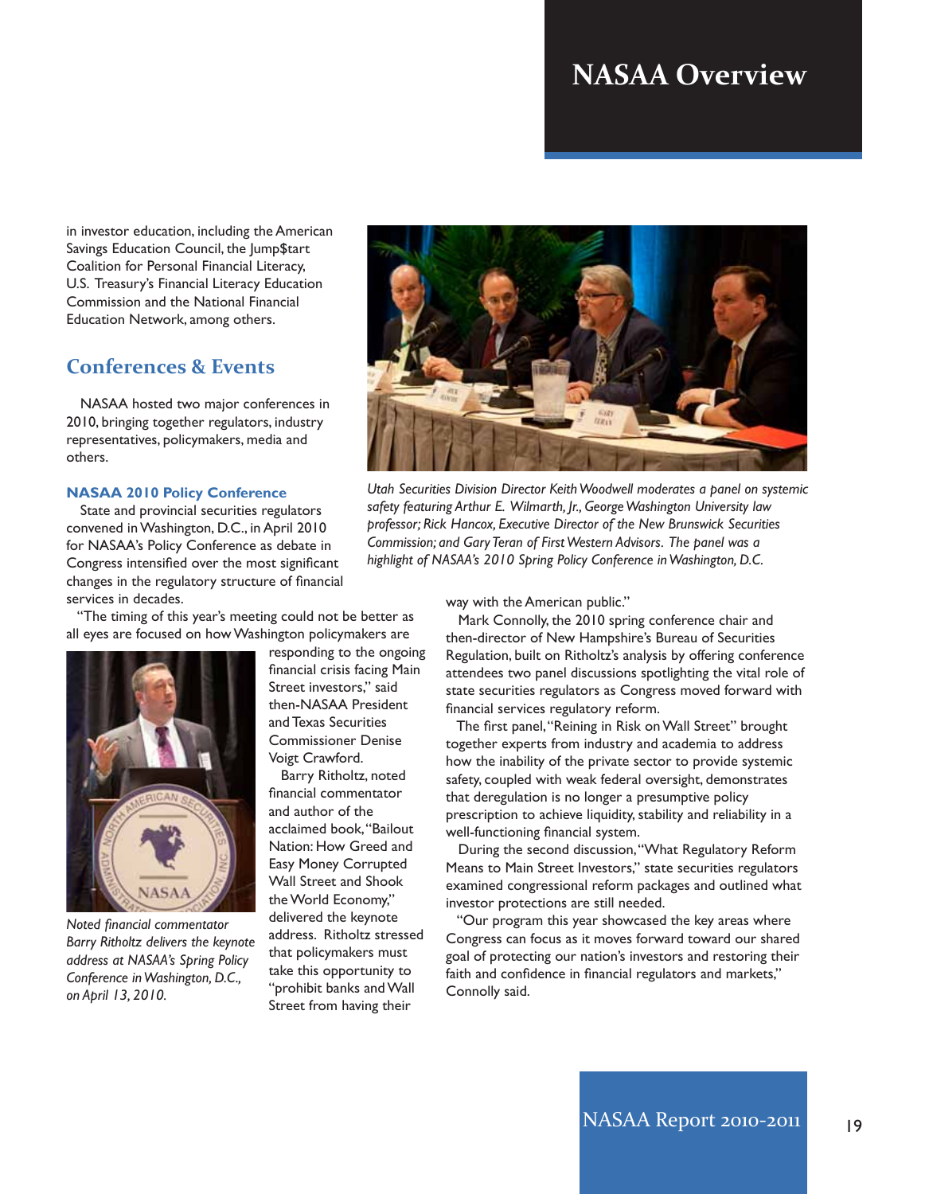in investor education, including the American Savings Education Council, the Jump$tart Coalition for Personal Financial Literacy, U.S. Treasury's Financial Literacy Education Commission and the National Financial Education Network, among others.

## Conferences & Events

NASAA hosted two major conferences in 2010, bringing together regulators, industry representatives, policymakers, media and others.

### NASAA 2010 Policy Conference

State and provincial securities regulators convened in Washington, D.C., in April 2010 for NASAA's Policy Conference as debate in Congress intensified over the most significant changes in the regulatory structure of financial services in decades.

"The timing of this year's meeting could not be better as all eyes are focused on how Washington policymakers are responding to the ongoing financial crisis facing Main Street investors," said then-NASAA President and Texas Securities Commissioner Denise Voigt Crawford.

*Noted financial commentator Barry Ritholtz delivers the keynote address at NASAA's Spring Policy Conference in Washington, D.C., on April 13, 2010.*

Barry Ritholtz, noted financial commentator and author of the acclaimed book, "Bailout Nation: How Greed and Easy Money Corrupted Wall Street and Shook the World Economy," delivered the keynote address. Ritholtz stressed that policymakers must take this opportunity to "prohibit banks and Wall Street from having their way with the American public."

*Utah Securities Division Director Keith Woodwell moderates a panel on systemic safety featuring Arthur E. Wilmarth, Jr., George Washington University law professor; Rick Hancox, Executive Director of the New Brunswick Securities Commission; and Gary Teran of First Western Advisors. The panel was a highlight of NASAA's 2010 Spring Policy Conference in Washington, D.C.*

Mark Connolly, the 2010 spring conference chair and then-director of New Hampshire's Bureau of Securities Regulation, built on Ritholtz's analysis by offering conference attendees two panel discussions spotlighting the vital role of state securities regulators as Congress moved forward with financial services regulatory reform.

The first panel, "Reining in Risk on Wall Street" brought together experts from industry and academia to address how the inability of the private sector to provide systemic safety, coupled with weak federal oversight, demonstrates that deregulation is no longer a presumptive policy prescription to achieve liquidity, stability and reliability in a well-functioning financial system.

During the second discussion, "What Regulatory Reform Means to Main Street Investors," state securities regulators examined congressional reform packages and outlined what investor protections are still needed.

"Our program this year showcased the key areas where Congress can focus as it moves forward toward our shared goal of protecting our nation's investors and restoring their faith and confidence in financial regulators and markets," Connolly said.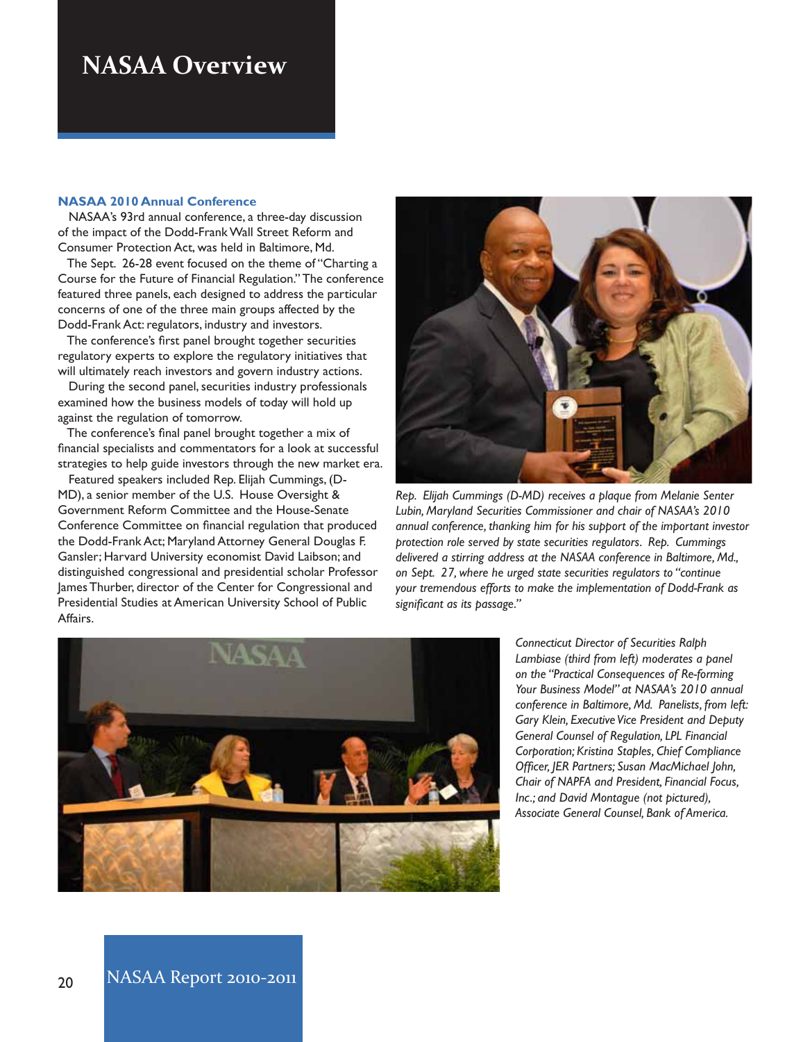# NASAA Overview

### NASAA 2010 Annual Conference

NASAA's 93rd annual conference, a three-day discussion of the impact of the Dodd-Frank Wall Street Reform and Consumer Protection Act, was held in Baltimore, Md.

The Sept. 26-28 event focused on the theme of "Charting a Course for the Future of Financial Regulation." The conference featured three panels, each designed to address the particular concerns of one of the three main groups affected by the Dodd-Frank Act: regulators, industry and investors.

The conference's first panel brought together securities regulatory experts to explore the regulatory initiatives that will ultimately reach investors and govern industry actions.

During the second panel, securities industry professionals examined how the business models of today will hold up against the regulation of tomorrow.

The conference's final panel brought together a mix of financial specialists and commentators for a look at successful strategies to help guide investors through the new market era.

Featured speakers included Rep. Elijah Cummings, (D-MD), a senior member of the U.S. House Oversight & Government Reform Committee and the House-Senate Conference Committee on financial regulation that produced the Dodd-Frank Act; Maryland Attorney General Douglas F. Gansler; Harvard University economist David Laibson; and distinguished congressional and presidential scholar Professor James Thurber, director of the Center for Congressional and Presidential Studies at American University School of Public Affairs.

*Rep. Elijah Cummings (D-MD) receives a plaque from Melanie Senter Lubin, Maryland Securities Commissioner and chair of NASAA's 2010 annual conference, thanking him for his support of the important investor protection role served by state securities regulators. Rep. Cummings delivered a stirring address at the NASAA conference in Baltimore, Md., on Sept. 27, where he urged state securities regulators to "continue your tremendous efforts to make the implementation of Dodd-Frank as significant as its passage."*

*Connecticut Director of Securities Ralph Lambiase (third from left) moderates a panel on the "Practical Consequences of Re-forming Your Business Model" at NASAA's 2010 annual conference in Baltimore, Md. Panelists, from left: Gary Klein, Executive Vice President and Deputy General Counsel of Regulation, LPL Financial Corporation; Kristina Staples, Chief Compliance Officer, JER Partners; Susan MacMichael John, Chair of NAPFA and President, Financial Focus, Inc.; and David Montague (not pictured), Associate General Counsel, Bank of America.*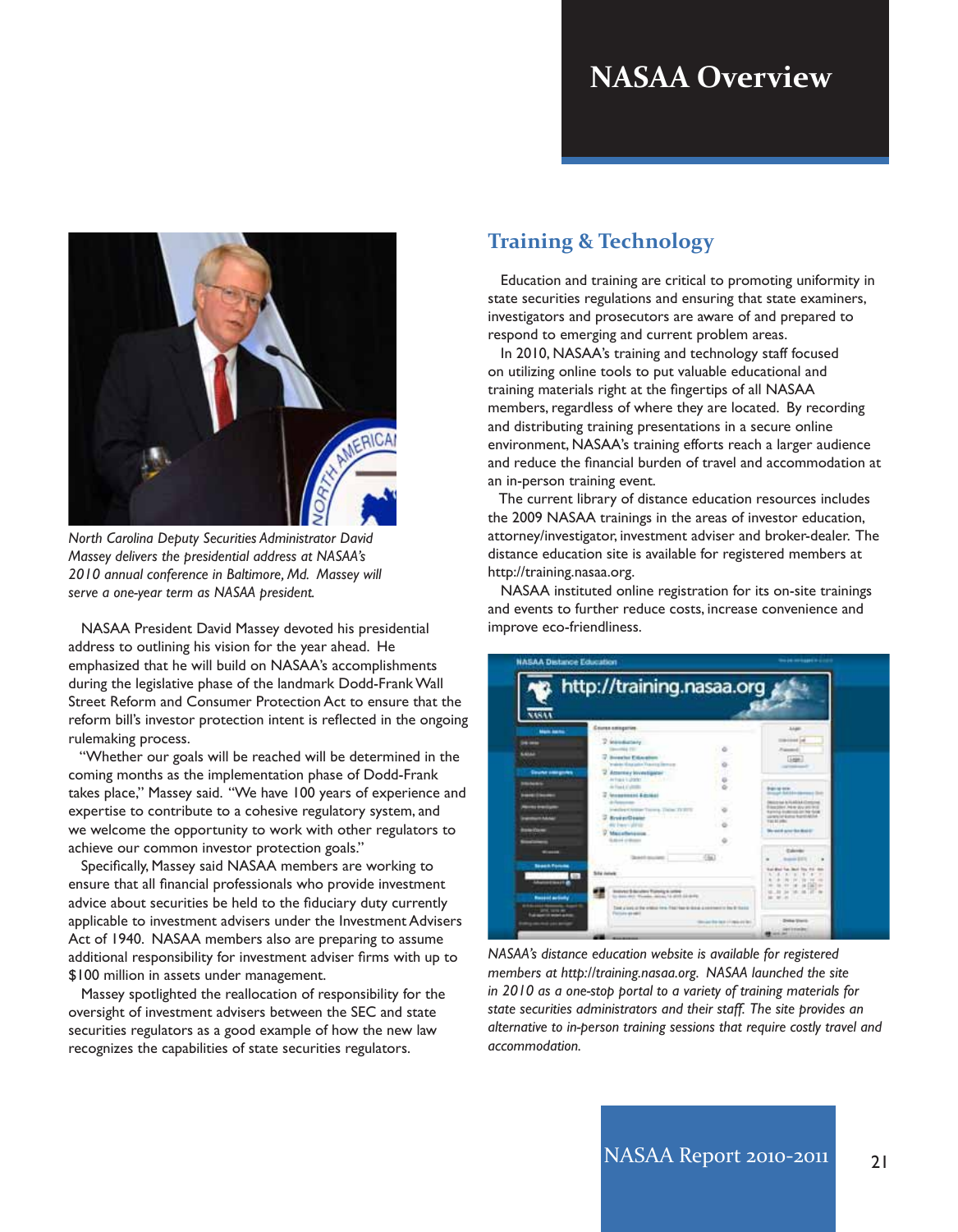# NASAA Overview

*North Carolina Deputy Securities Administrator David Massey delivers the presidential address at NASAA's 2010 annual conference in Baltimore, Md. Massey will serve a one-year term as NASAA president.*

NASAA President David Massey devoted his presidential address to outlining his vision for the year ahead. He emphasized that he will build on NASAA's accomplishments during the legislative phase of the landmark Dodd-Frank Wall Street Reform and Consumer Protection Act to ensure that the reform bill's investor protection intent is reflected in the ongoing rulemaking process.

"Whether our goals will be reached will be determined in the coming months as the implementation phase of Dodd-Frank takes place," Massey said. "We have 100 years of experience and expertise to contribute to a cohesive regulatory system, and we welcome the opportunity to work with other regulators to achieve our common investor protection goals."

Specifically, Massey said NASAA members are working to ensure that all financial professionals who provide investment advice about securities be held to the fiduciary duty currently applicable to investment advisers under the Investment Advisers Act of 1940. NASAA members also are preparing to assume additional responsibility for investment adviser firms with up to $100 million in assets under management.

Massey spotlighted the reallocation of responsibility for the oversight of investment advisers between the SEC and state securities regulators as a good example of how the new law recognizes the capabilities of state securities regulators.

## Training & Technology

Education and training are critical to promoting uniformity in state securities regulations and ensuring that state examiners, investigators and prosecutors are aware of and prepared to respond to emerging and current problem areas.

In 2010, NASAA's training and technology staff focused on utilizing online tools to put valuable educational and training materials right at the fingertips of all NASAA members, regardless of where they are located. By recording and distributing training presentations in a secure online environment, NASAA's training efforts reach a larger audience and reduce the financial burden of travel and accommodation at an in-person training event.

The current library of distance education resources includes the 2009 NASAA trainings in the areas of investor education, attorney/investigator, investment adviser and broker-dealer. The distance education site is available for registered members at http://training.nasaa.org.

NASAA instituted online registration for its on-site trainings and events to further reduce costs, increase convenience and improve eco-friendliness.

*NASAA's distance education website is available for registered members at http://training.nasaa.org. NASAA launched the site in 2010 as a one-stop portal to a variety of training materials for state securities administrators and their staff. The site provides an alternative to in-person training sessions that require costly travel and accommodation.*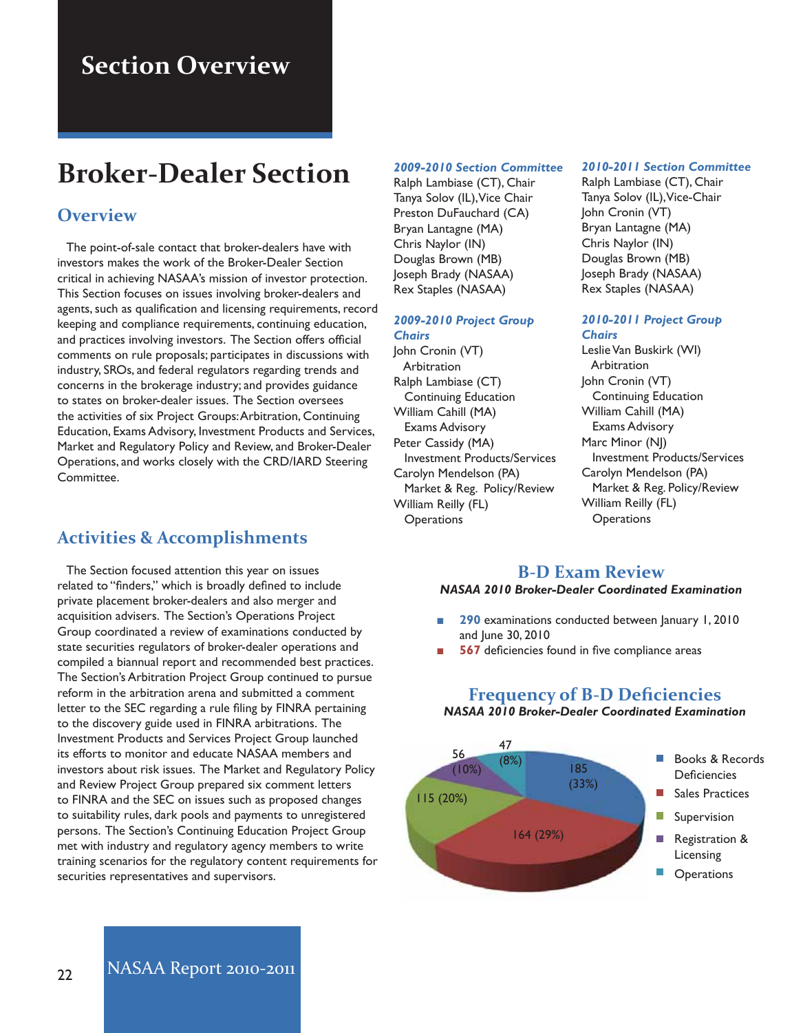# Section Overview

# Broker-Dealer Section

## Overview

The point-of-sale contact that broker-dealers have with investors makes the work of the Broker-Dealer Section critical in achieving NASAA's mission of investor protection. This Section focuses on issues involving broker-dealers and agents, such as qualification and licensing requirements, record keeping and compliance requirements, continuing education, and practices involving investors. The Section offers official comments on rule proposals; participates in discussions with industry, SROs, and federal regulators regarding trends and concerns in the brokerage industry; and provides guidance to states on broker-dealer issues. The Section oversees the activities of six Project Groups: Arbitration, Continuing Education, Exams Advisory, Investment Products and Services, Market and Regulatory Policy and Review, and Broker-Dealer Operations, and works closely with the CRD/IARD Steering Committee.

***2009-2010 Section Committee***

Ralph Lambiase (CT), Chair
Tanya Solov (IL), Vice Chair
Preston DuFauchard (CA)
Bryan Lantagne (MA)
Chris Naylor (IN)
Douglas Brown (MB)
Joseph Brady (NASAA)
Rex Staples (NASAA)

***2009-2010 Project Group Chairs***

John Cronin (VT)
Arbitration
Ralph Lambiase (CT)
Continuing Education
William Cahill (MA)
Exams Advisory
Peter Cassidy (MA)
Investment Products/Services
Carolyn Mendelson (PA)
Market & Reg. Policy/Review
William Reilly (FL)
Operations

***2010-2011 Section Committee***

Ralph Lambiase (CT), Chair
Tanya Solov (IL), Vice-Chair
John Cronin (VT)
Bryan Lantagne (MA)
Chris Naylor (IN)
Douglas Brown (MB)
Joseph Brady (NASAA)
Rex Staples (NASAA)

***2010-2011 Project Group Chairs***

Leslie Van Buskirk (WI)
Arbitration
John Cronin (VT)
Continuing Education
William Cahill (MA)
Exams Advisory
Marc Minor (NJ)
Investment Products/Services
Carolyn Mendelson (PA)
Market & Reg. Policy/Review
William Reilly (FL)
Operations

## Activities & Accomplishments

The Section focused attention this year on issues related to "finders," which is broadly defined to include private placement broker-dealers and also merger and acquisition advisers. The Section's Operations Project Group coordinated a review of examinations conducted by state securities regulators of broker-dealer operations and compiled a biannual report and recommended best practices. The Section's Arbitration Project Group continued to pursue reform in the arbitration arena and submitted a comment letter to the SEC regarding a rule filing by FINRA pertaining to the discovery guide used in FINRA arbitrations. The Investment Products and Services Project Group launched its efforts to monitor and educate NASAA members and investors about risk issues. The Market and Regulatory Policy and Review Project Group prepared six comment letters to FINRA and the SEC on issues such as proposed changes to suitability rules, dark pools and payments to unregistered persons. The Section's Continuing Education Project Group met with industry and regulatory agency members to write training scenarios for the regulatory content requirements for securities representatives and supervisors.

## B-D Exam Review

***NASAA 2010 Broker-Dealer Coordinated Examination***

- **290** examinations conducted between January 1, 2010 and June 30, 2010
- **567** deficiencies found in five compliance areas

## Frequency of B-D Deficiencies

***NASAA 2010 Broker-Dealer Coordinated Examination***

| Category | Deficiencies |
|---|---|
| Books & Records Deficiencies | 185 (33%) |
| Sales Practices | 164 (29%) |
| Supervision | 115 (20%) |
| Registration & Licensing | 56 (10%) |
| Operations | 47 (8%) |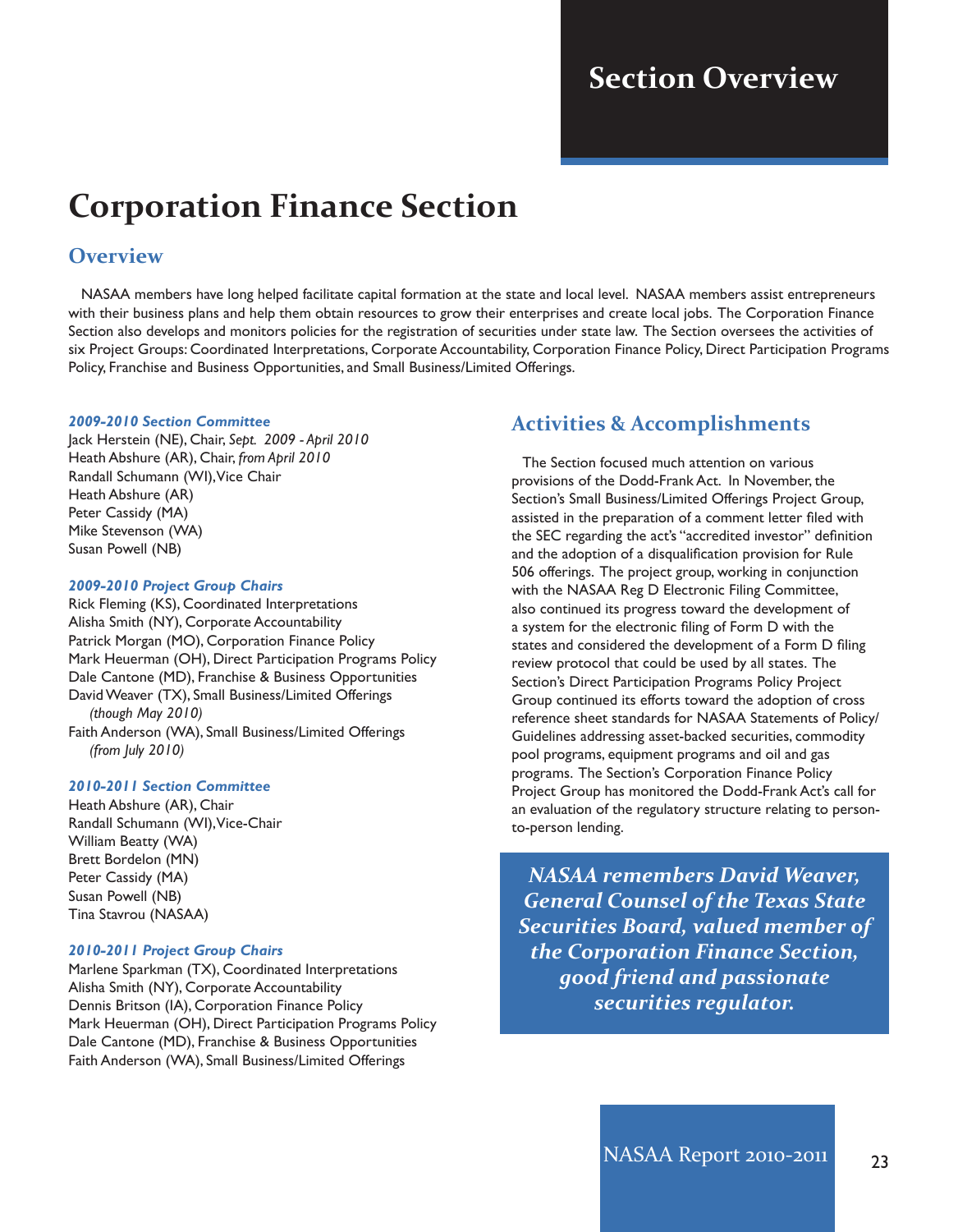# Section Overview

# Corporation Finance Section

## Overview

NASAA members have long helped facilitate capital formation at the state and local level. NASAA members assist entrepreneurs with their business plans and help them obtain resources to grow their enterprises and create local jobs. The Corporation Finance Section also develops and monitors policies for the registration of securities under state law. The Section oversees the activities of six Project Groups: Coordinated Interpretations, Corporate Accountability, Corporation Finance Policy, Direct Participation Programs Policy, Franchise and Business Opportunities, and Small Business/Limited Offerings.

***2009-2010 Section Committee***

Jack Herstein (NE), Chair, *Sept. 2009 - April 2010*
Heath Abshure (AR), Chair, *from April 2010*
Randall Schumann (WI), Vice Chair
Heath Abshure (AR)
Peter Cassidy (MA)
Mike Stevenson (WA)
Susan Powell (NB)

***2009-2010 Project Group Chairs***

Rick Fleming (KS), Coordinated Interpretations
Alisha Smith (NY), Corporate Accountability
Patrick Morgan (MO), Corporation Finance Policy
Mark Heuerman (OH), Direct Participation Programs Policy
Dale Cantone (MD), Franchise & Business Opportunities
David Weaver (TX), Small Business/Limited Offerings *(though May 2010)*
Faith Anderson (WA), Small Business/Limited Offerings *(from July 2010)*

***2010-2011 Section Committee***

Heath Abshure (AR), Chair
Randall Schumann (WI), Vice-Chair
William Beatty (WA)
Brett Bordelon (MN)
Peter Cassidy (MA)
Susan Powell (NB)
Tina Stavrou (NASAA)

***2010-2011 Project Group Chairs***

Marlene Sparkman (TX), Coordinated Interpretations
Alisha Smith (NY), Corporate Accountability
Dennis Britson (IA), Corporation Finance Policy
Mark Heuerman (OH), Direct Participation Programs Policy
Dale Cantone (MD), Franchise & Business Opportunities
Faith Anderson (WA), Small Business/Limited Offerings

## Activities & Accomplishments

The Section focused much attention on various provisions of the Dodd-Frank Act. In November, the Section's Small Business/Limited Offerings Project Group, assisted in the preparation of a comment letter filed with the SEC regarding the act's "accredited investor" definition and the adoption of a disqualification provision for Rule 506 offerings. The project group, working in conjunction with the NASAA Reg D Electronic Filing Committee, also continued its progress toward the development of a system for the electronic filing of Form D with the states and considered the development of a Form D filing review protocol that could be used by all states. The Section's Direct Participation Programs Policy Project Group continued its efforts toward the adoption of cross reference sheet standards for NASAA Statements of Policy/Guidelines addressing asset-backed securities, commodity pool programs, equipment programs and oil and gas programs. The Section's Corporation Finance Policy Project Group has monitored the Dodd-Frank Act's call for an evaluation of the regulatory structure relating to person-to-person lending.

***NASAA remembers David Weaver, General Counsel of the Texas State Securities Board, valued member of the Corporation Finance Section, good friend and passionate securities regulator.***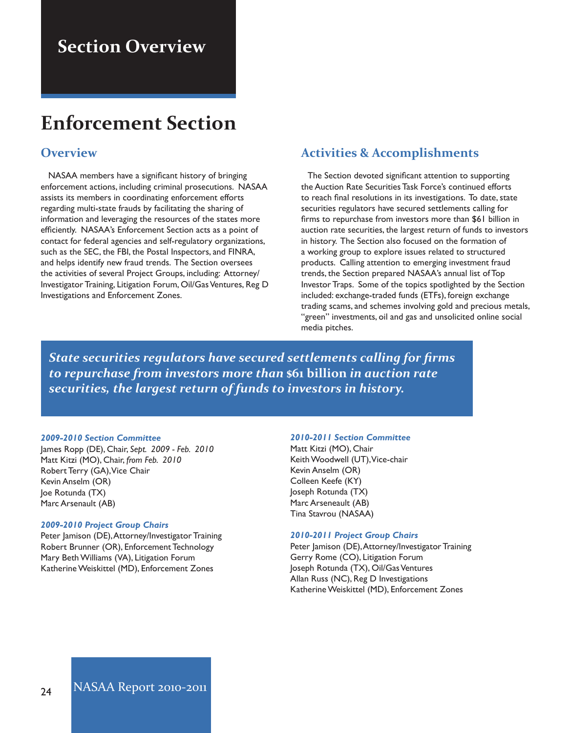# Section Overview

# Enforcement Section

## Overview

NASAA members have a significant history of bringing enforcement actions, including criminal prosecutions. NASAA assists its members in coordinating enforcement efforts regarding multi-state frauds by facilitating the sharing of information and leveraging the resources of the states more efficiently. NASAA's Enforcement Section acts as a point of contact for federal agencies and self-regulatory organizations, such as the SEC, the FBI, the Postal Inspectors, and FINRA, and helps identify new fraud trends. The Section oversees the activities of several Project Groups, including: Attorney/Investigator Training, Litigation Forum, Oil/Gas Ventures, Reg D Investigations and Enforcement Zones.

## Activities & Accomplishments

The Section devoted significant attention to supporting the Auction Rate Securities Task Force's continued efforts to reach final resolutions in its investigations. To date, state securities regulators have secured settlements calling for firms to repurchase from investors more than $61 billion in auction rate securities, the largest return of funds to investors in history. The Section also focused on the formation of a working group to explore issues related to structured products. Calling attention to emerging investment fraud trends, the Section prepared NASAA's annual list of Top Investor Traps. Some of the topics spotlighted by the Section included: exchange-traded funds (ETFs), foreign exchange trading scams, and schemes involving gold and precious metals, "green" investments, oil and gas and unsolicited online social media pitches.

***State securities regulators have secured settlements calling for firms to repurchase from investors more than $61 billion in auction rate securities, the largest return of funds to investors in history.***

***2009-2010 Section Committee***

James Ropp (DE), Chair, *Sept. 2009 - Feb. 2010*
Matt Kitzi (MO), Chair, *from Feb. 2010*
Robert Terry (GA), Vice Chair
Kevin Anselm (OR)
Joe Rotunda (TX)
Marc Arsenault (AB)

***2009-2010 Project Group Chairs***

Peter Jamison (DE), Attorney/Investigator Training
Robert Brunner (OR), Enforcement Technology
Mary Beth Williams (VA), Litigation Forum
Katherine Weiskittel (MD), Enforcement Zones

***2010-2011 Section Committee***

Matt Kitzi (MO), Chair
Keith Woodwell (UT), Vice-chair
Kevin Anselm (OR)
Colleen Keefe (KY)
Joseph Rotunda (TX)
Marc Arseneault (AB)
Tina Stavrou (NASAA)

***2010-2011 Project Group Chairs***

Peter Jamison (DE), Attorney/Investigator Training
Gerry Rome (CO), Litigation Forum
Joseph Rotunda (TX), Oil/Gas Ventures
Allan Russ (NC), Reg D Investigations
Katherine Weiskittel (MD), Enforcement Zones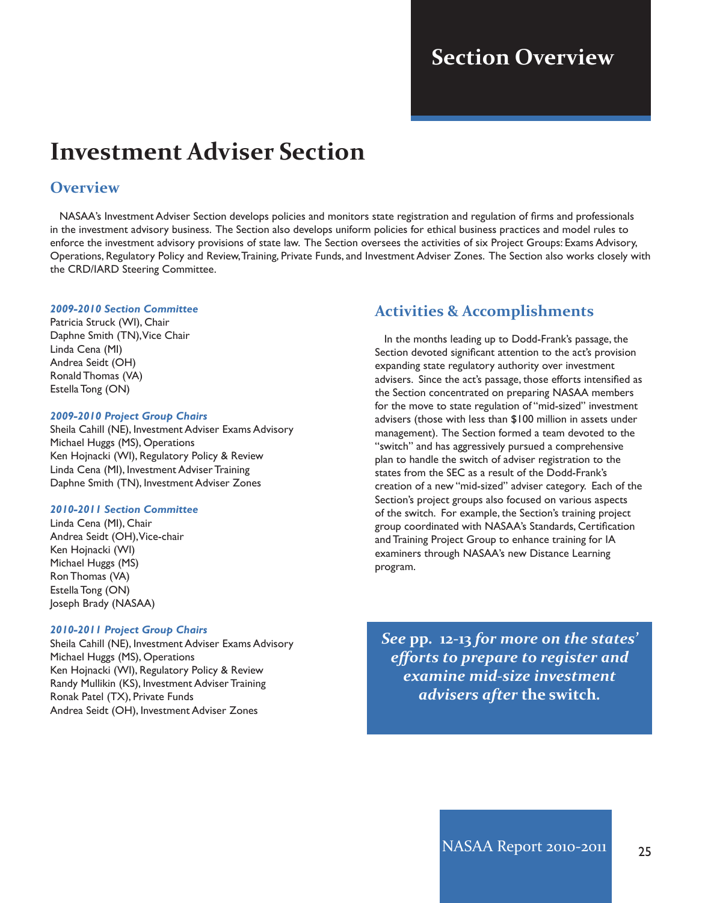# Section Overview

# Investment Adviser Section

## Overview

NASAA's Investment Adviser Section develops policies and monitors state registration and regulation of firms and professionals in the investment advisory business. The Section also develops uniform policies for ethical business practices and model rules to enforce the investment advisory provisions of state law. The Section oversees the activities of six Project Groups: Exams Advisory, Operations, Regulatory Policy and Review, Training, Private Funds, and Investment Adviser Zones. The Section also works closely with the CRD/IARD Steering Committee.

***2009-2010 Section Committee***

Patricia Struck (WI), Chair
Daphne Smith (TN), Vice Chair
Linda Cena (MI)
Andrea Seidt (OH)
Ronald Thomas (VA)
Estella Tong (ON)

***2009-2010 Project Group Chairs***

Sheila Cahill (NE), Investment Adviser Exams Advisory
Michael Huggs (MS), Operations
Ken Hojnacki (WI), Regulatory Policy & Review
Linda Cena (MI), Investment Adviser Training
Daphne Smith (TN), Investment Adviser Zones

***2010-2011 Section Committee***

Linda Cena (MI), Chair
Andrea Seidt (OH), Vice-chair
Ken Hojnacki (WI)
Michael Huggs (MS)
Ron Thomas (VA)
Estella Tong (ON)
Joseph Brady (NASAA)

***2010-2011 Project Group Chairs***

Sheila Cahill (NE), Investment Adviser Exams Advisory
Michael Huggs (MS), Operations
Ken Hojnacki (WI), Regulatory Policy & Review
Randy Mullikin (KS), Investment Adviser Training
Ronak Patel (TX), Private Funds
Andrea Seidt (OH), Investment Adviser Zones

## Activities & Accomplishments

In the months leading up to Dodd-Frank's passage, the Section devoted significant attention to the act's provision expanding state regulatory authority over investment advisers. Since the act's passage, those efforts intensified as the Section concentrated on preparing NASAA members for the move to state regulation of "mid-sized" investment advisers (those with less than $100 million in assets under management). The Section formed a team devoted to the "switch" and has aggressively pursued a comprehensive plan to handle the switch of adviser registration to the states from the SEC as a result of the Dodd-Frank's creation of a new "mid-sized" adviser category. Each of the Section's project groups also focused on various aspects of the switch. For example, the Section's training project group coordinated with NASAA's Standards, Certification and Training Project Group to enhance training for IA examiners through NASAA's new Distance Learning program.

***See pp. 12-13 for more on the states' efforts to prepare to register and examine mid-size investment advisers after* the switch.**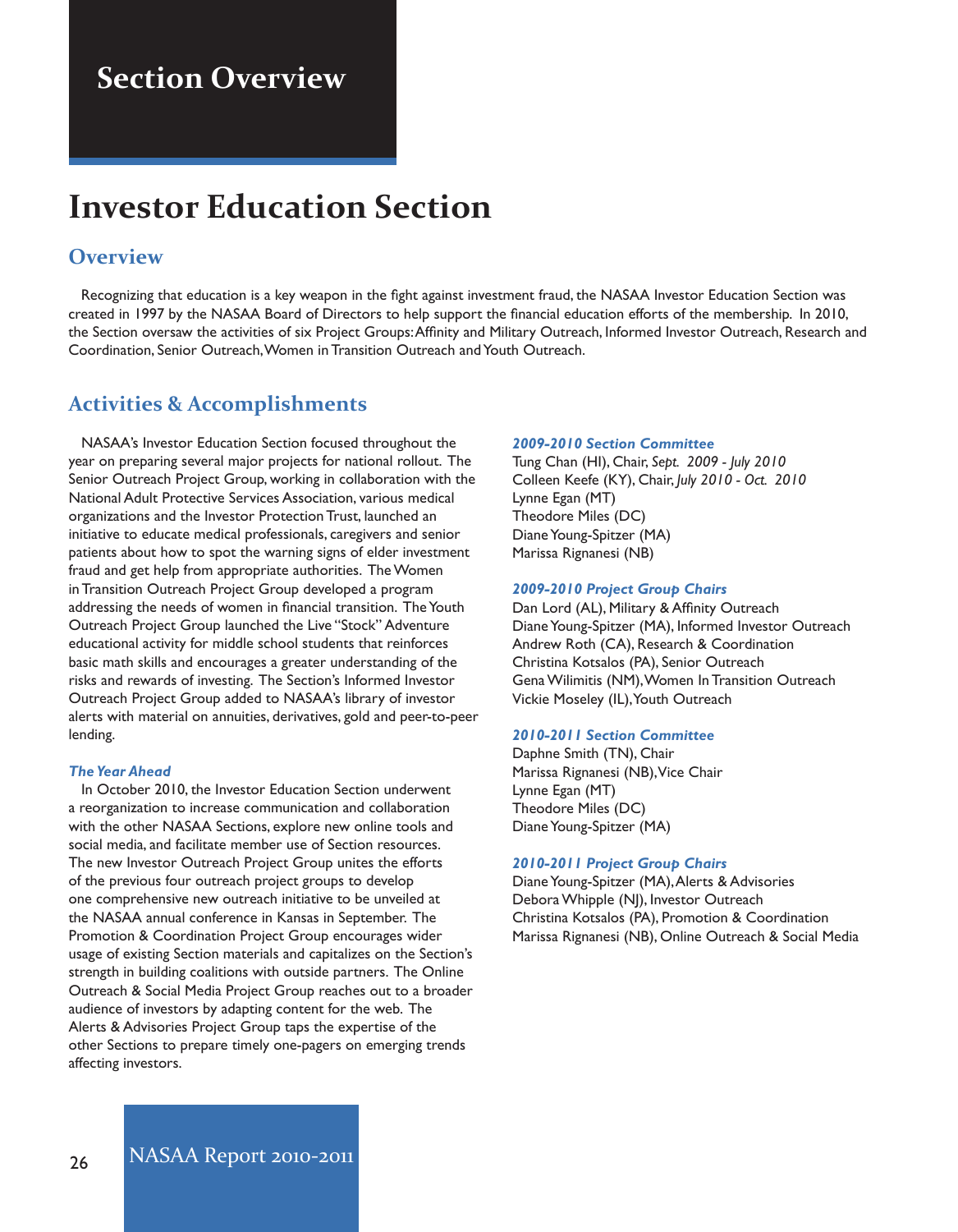# Section Overview

# Investor Education Section

## Overview

Recognizing that education is a key weapon in the fight against investment fraud, the NASAA Investor Education Section was created in 1997 by the NASAA Board of Directors to help support the financial education efforts of the membership. In 2010, the Section oversaw the activities of six Project Groups: Affinity and Military Outreach, Informed Investor Outreach, Research and Coordination, Senior Outreach, Women in Transition Outreach and Youth Outreach.

## Activities & Accomplishments

NASAA's Investor Education Section focused throughout the year on preparing several major projects for national rollout. The Senior Outreach Project Group, working in collaboration with the National Adult Protective Services Association, various medical organizations and the Investor Protection Trust, launched an initiative to educate medical professionals, caregivers and senior patients about how to spot the warning signs of elder investment fraud and get help from appropriate authorities. The Women in Transition Outreach Project Group developed a program addressing the needs of women in financial transition. The Youth Outreach Project Group launched the Live "Stock" Adventure educational activity for middle school students that reinforces basic math skills and encourages a greater understanding of the risks and rewards of investing. The Section's Informed Investor Outreach Project Group added to NASAA's library of investor alerts with material on annuities, derivatives, gold and peer-to-peer lending.

### *The Year Ahead*

In October 2010, the Investor Education Section underwent a reorganization to increase communication and collaboration with the other NASAA Sections, explore new online tools and social media, and facilitate member use of Section resources. The new Investor Outreach Project Group unites the efforts of the previous four outreach project groups to develop one comprehensive new outreach initiative to be unveiled at the NASAA annual conference in Kansas in September. The Promotion & Coordination Project Group encourages wider usage of existing Section materials and capitalizes on the Section's strength in building coalitions with outside partners. The Online Outreach & Social Media Project Group reaches out to a broader audience of investors by adapting content for the web. The Alerts & Advisories Project Group taps the expertise of the other Sections to prepare timely one-pagers on emerging trends affecting investors.

### *2009-2010 Section Committee*

Tung Chan (HI), Chair, *Sept. 2009 - July 2010*
Colleen Keefe (KY), Chair, *July 2010 - Oct. 2010*
Lynne Egan (MT)
Theodore Miles (DC)
Diane Young-Spitzer (MA)
Marissa Rignanesi (NB)

### *2009-2010 Project Group Chairs*

Dan Lord (AL), Military & Affinity Outreach
Diane Young-Spitzer (MA), Informed Investor Outreach
Andrew Roth (CA), Research & Coordination
Christina Kotsalos (PA), Senior Outreach
Gena Wilimitis (NM), Women In Transition Outreach
Vickie Moseley (IL), Youth Outreach

### *2010-2011 Section Committee*

Daphne Smith (TN), Chair
Marissa Rignanesi (NB), Vice Chair
Lynne Egan (MT)
Theodore Miles (DC)
Diane Young-Spitzer (MA)

### *2010-2011 Project Group Chairs*

Diane Young-Spitzer (MA), Alerts & Advisories
Debora Whipple (NJ), Investor Outreach
Christina Kotsalos (PA), Promotion & Coordination
Marissa Rignanesi (NB), Online Outreach & Social Media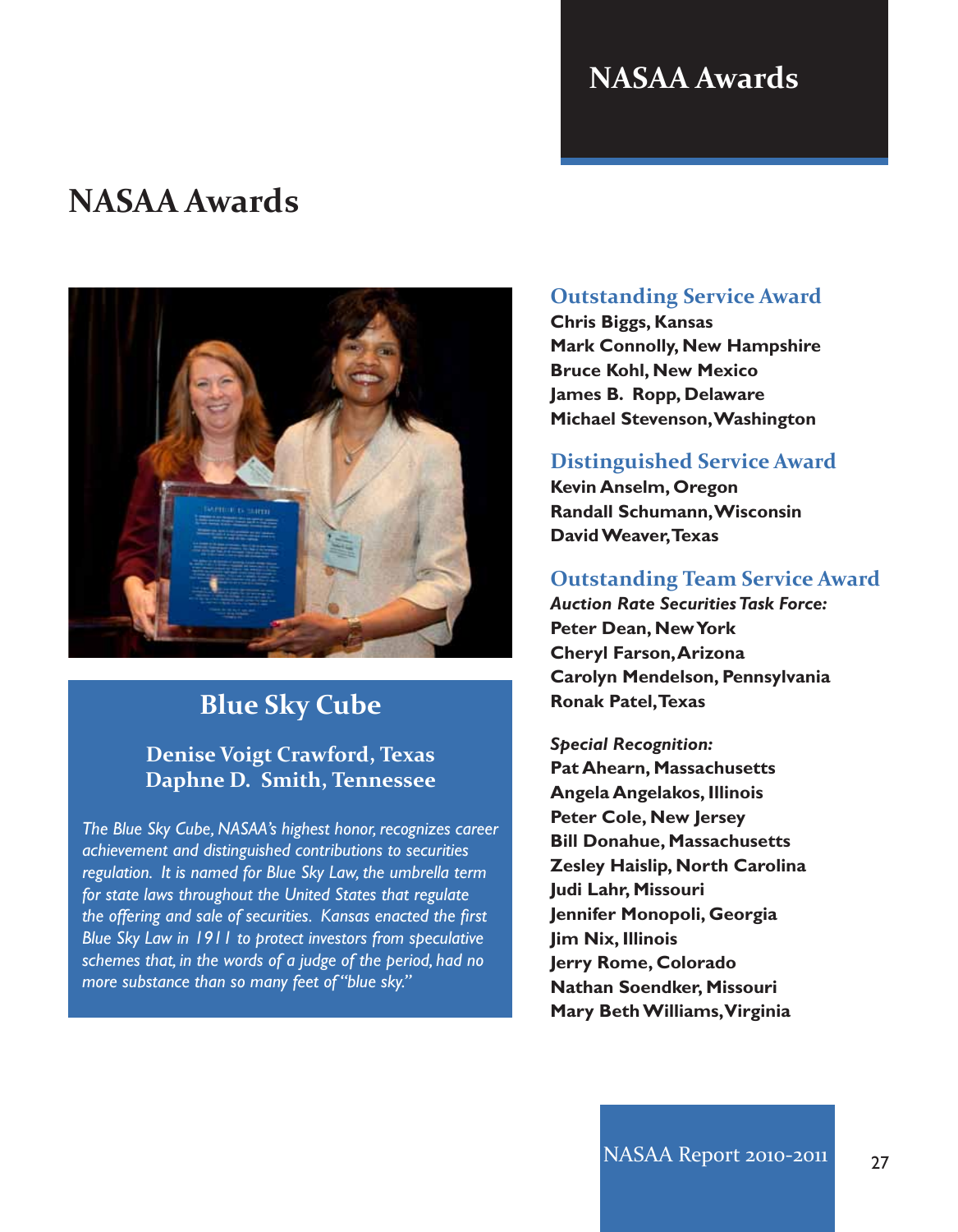# NASAA Awards

## Blue Sky Cube

**Denise Voigt Crawford, Texas**
**Daphne D. Smith, Tennessee**

*The Blue Sky Cube, NASAA's highest honor, recognizes career achievement and distinguished contributions to securities regulation. It is named for Blue Sky Law, the umbrella term for state laws throughout the United States that regulate the offering and sale of securities. Kansas enacted the first Blue Sky Law in 1911 to protect investors from speculative schemes that, in the words of a judge of the period, had no more substance than so many feet of "blue sky."*

## Outstanding Service Award

**Chris Biggs, Kansas**
**Mark Connolly, New Hampshire**
**Bruce Kohl, New Mexico**
**James B. Ropp, Delaware**
**Michael Stevenson, Washington**

## Distinguished Service Award

**Kevin Anselm, Oregon**
**Randall Schumann, Wisconsin**
**David Weaver, Texas**

## Outstanding Team Service Award

***Auction Rate Securities Task Force:***

**Peter Dean, New York**
**Cheryl Farson, Arizona**
**Carolyn Mendelson, Pennsylvania**
**Ronak Patel, Texas**

***Special Recognition:***

**Pat Ahearn, Massachusetts**
**Angela Angelakos, Illinois**
**Peter Cole, New Jersey**
**Bill Donahue, Massachusetts**
**Zesley Haislip, North Carolina**
**Judi Lahr, Missouri**
**Jennifer Monopoli, Georgia**
**Jim Nix, Illinois**
**Jerry Rome, Colorado**
**Nathan Soendker, Missouri**
**Mary Beth Williams, Virginia**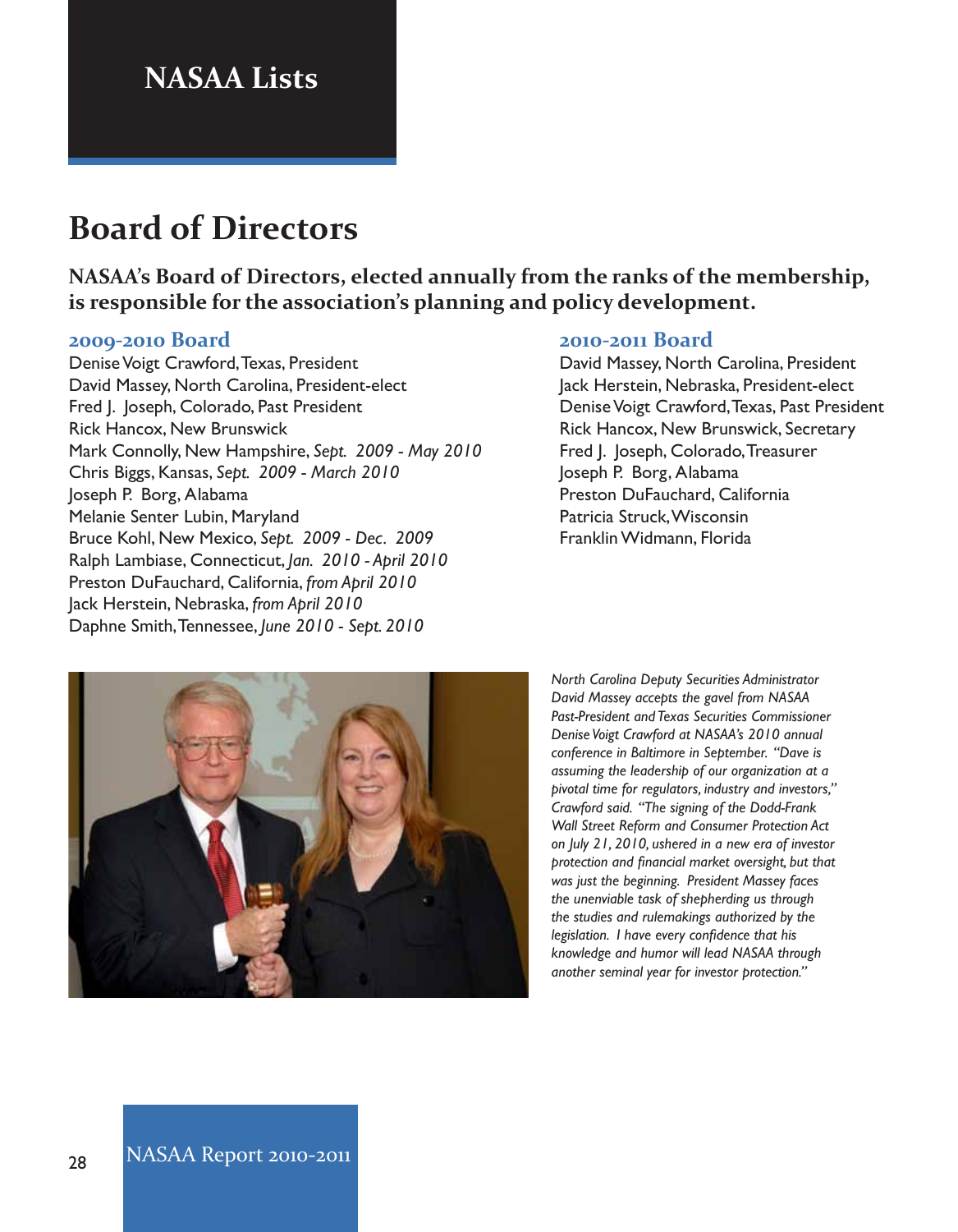# NASAA Lists

## Board of Directors

**NASAA's Board of Directors, elected annually from the ranks of the membership, is responsible for the association's planning and policy development.**

### 2009-2010 Board

Denise Voigt Crawford, Texas, President
David Massey, North Carolina, President-elect
Fred J. Joseph, Colorado, Past President
Rick Hancox, New Brunswick
Mark Connolly, New Hampshire, *Sept. 2009 - May 2010*
Chris Biggs, Kansas, *Sept. 2009 - March 2010*
Joseph P. Borg, Alabama
Melanie Senter Lubin, Maryland
Bruce Kohl, New Mexico, *Sept. 2009 - Dec. 2009*
Ralph Lambiase, Connecticut, *Jan. 2010 - April 2010*
Preston DuFauchard, California, *from April 2010*
Jack Herstein, Nebraska, *from April 2010*
Daphne Smith, Tennessee, *June 2010 - Sept. 2010*

### 2010-2011 Board

David Massey, North Carolina, President
Jack Herstein, Nebraska, President-elect
Denise Voigt Crawford, Texas, Past President
Rick Hancox, New Brunswick, Secretary
Fred J. Joseph, Colorado, Treasurer
Joseph P. Borg, Alabama
Preston DuFauchard, California
Patricia Struck, Wisconsin
Franklin Widmann, Florida

*North Carolina Deputy Securities Administrator David Massey accepts the gavel from NASAA Past-President and Texas Securities Commissioner Denise Voigt Crawford at NASAA's 2010 annual conference in Baltimore in September. "Dave is assuming the leadership of our organization at a pivotal time for regulators, industry and investors," Crawford said. "The signing of the Dodd-Frank Wall Street Reform and Consumer Protection Act on July 21, 2010, ushered in a new era of investor protection and financial market oversight, but that was just the beginning. President Massey faces the unenviable task of shepherding us through the studies and rulemakings authorized by the legislation. I have every confidence that his knowledge and humor will lead NASAA through another seminal year for investor protection."*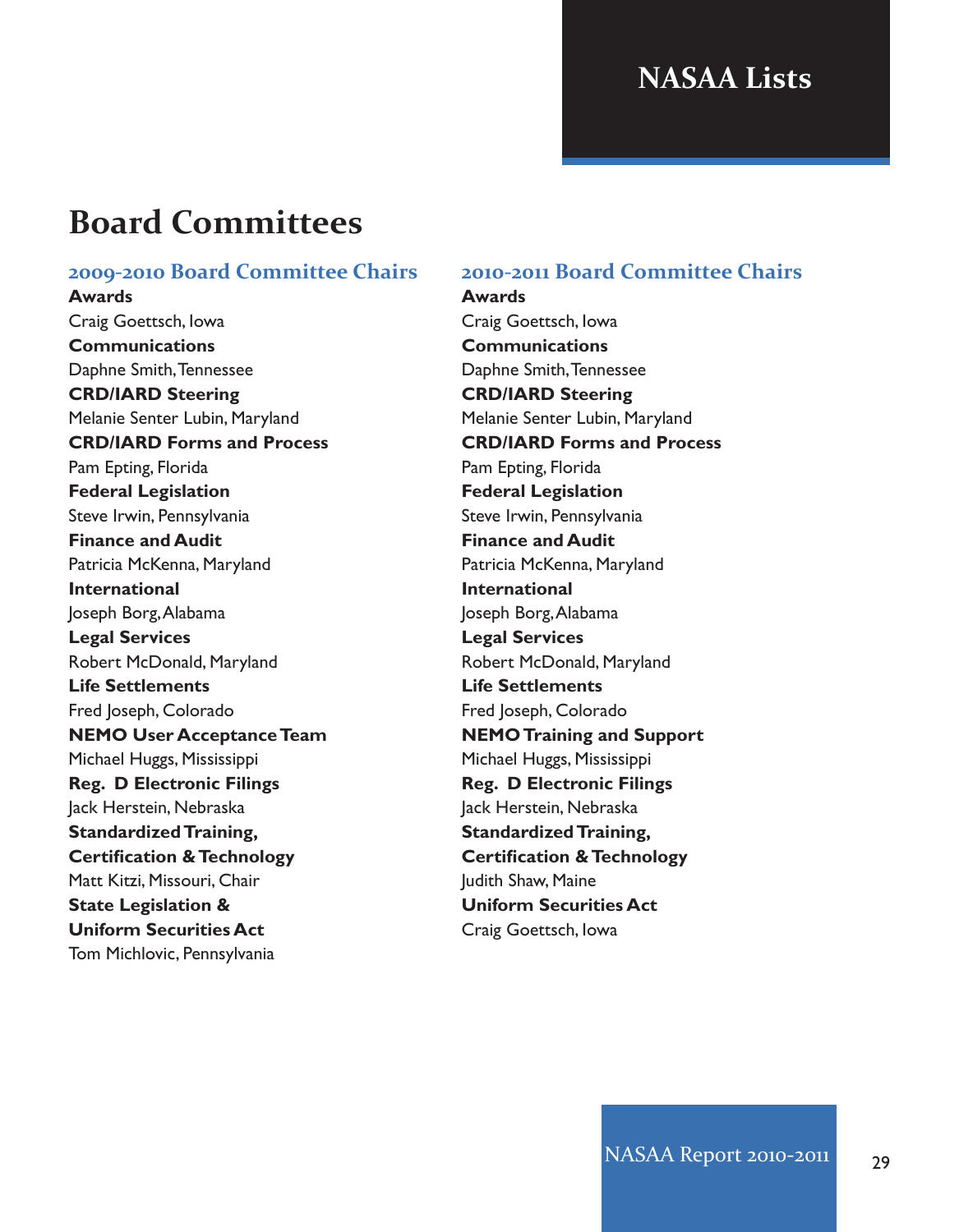# NASAA Lists

## Board Committees

### 2009-2010 Board Committee Chairs

**Awards**
Craig Goettsch, Iowa

**Communications**
Daphne Smith, Tennessee

**CRD/IARD Steering**
Melanie Senter Lubin, Maryland

**CRD/IARD Forms and Process**
Pam Epting, Florida

**Federal Legislation**
Steve Irwin, Pennsylvania

**Finance and Audit**
Patricia McKenna, Maryland

**International**
Joseph Borg, Alabama

**Legal Services**
Robert McDonald, Maryland

**Life Settlements**
Fred Joseph, Colorado

**NEMO User Acceptance Team**
Michael Huggs, Mississippi

**Reg. D Electronic Filings**
Jack Herstein, Nebraska

**Standardized Training, Certification & Technology**
Matt Kitzi, Missouri, Chair

**State Legislation & Uniform Securities Act**
Tom Michlovic, Pennsylvania

### 2010-2011 Board Committee Chairs

**Awards**
Craig Goettsch, Iowa

**Communications**
Daphne Smith, Tennessee

**CRD/IARD Steering**
Melanie Senter Lubin, Maryland

**CRD/IARD Forms and Process**
Pam Epting, Florida

**Federal Legislation**
Steve Irwin, Pennsylvania

**Finance and Audit**
Patricia McKenna, Maryland

**International**
Joseph Borg, Alabama

**Legal Services**
Robert McDonald, Maryland

**Life Settlements**
Fred Joseph, Colorado

**NEMO Training and Support**
Michael Huggs, Mississippi

**Reg. D Electronic Filings**
Jack Herstein, Nebraska

**Standardized Training, Certification & Technology**
Judith Shaw, Maine

**Uniform Securities Act**
Craig Goettsch, Iowa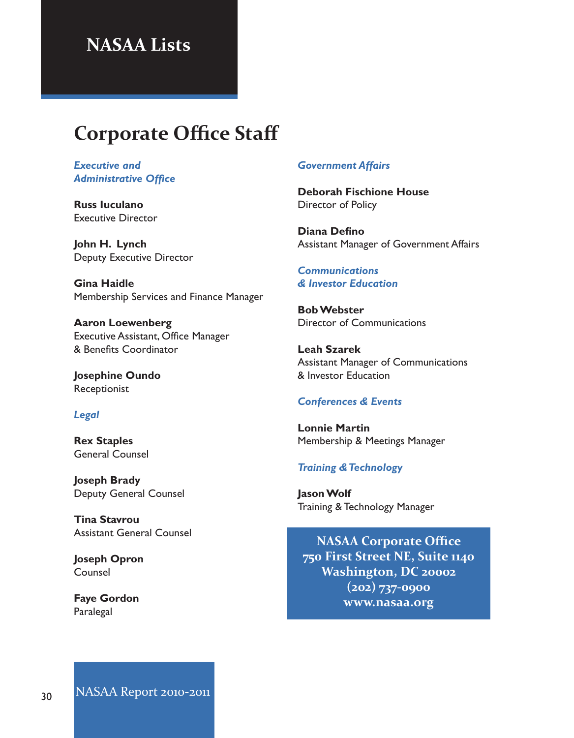# NASAA Lists

## Corporate Office Staff

### *Executive and Administrative Office*

**Russ Iuculano**
Executive Director

**John H. Lynch**
Deputy Executive Director

**Gina Haidle**
Membership Services and Finance Manager

**Aaron Loewenberg**
Executive Assistant, Office Manager & Benefits Coordinator

**Josephine Oundo**
Receptionist

### *Legal*

**Rex Staples**
General Counsel

**Joseph Brady**
Deputy General Counsel

**Tina Stavrou**
Assistant General Counsel

**Joseph Opron**
Counsel

**Faye Gordon**
Paralegal

### *Government Affairs*

**Deborah Fischione House**
Director of Policy

**Diana Defino**
Assistant Manager of Government Affairs

### *Communications & Investor Education*

**Bob Webster**
Director of Communications

**Leah Szarek**
Assistant Manager of Communications & Investor Education

### *Conferences & Events*

**Lonnie Martin**
Membership & Meetings Manager

### *Training & Technology*

**Jason Wolf**
Training & Technology Manager

**NASAA Corporate Office**
**750 First Street NE, Suite 1140**
**Washington, DC 20002**
**(202) 737-0900**
**www.nasaa.org**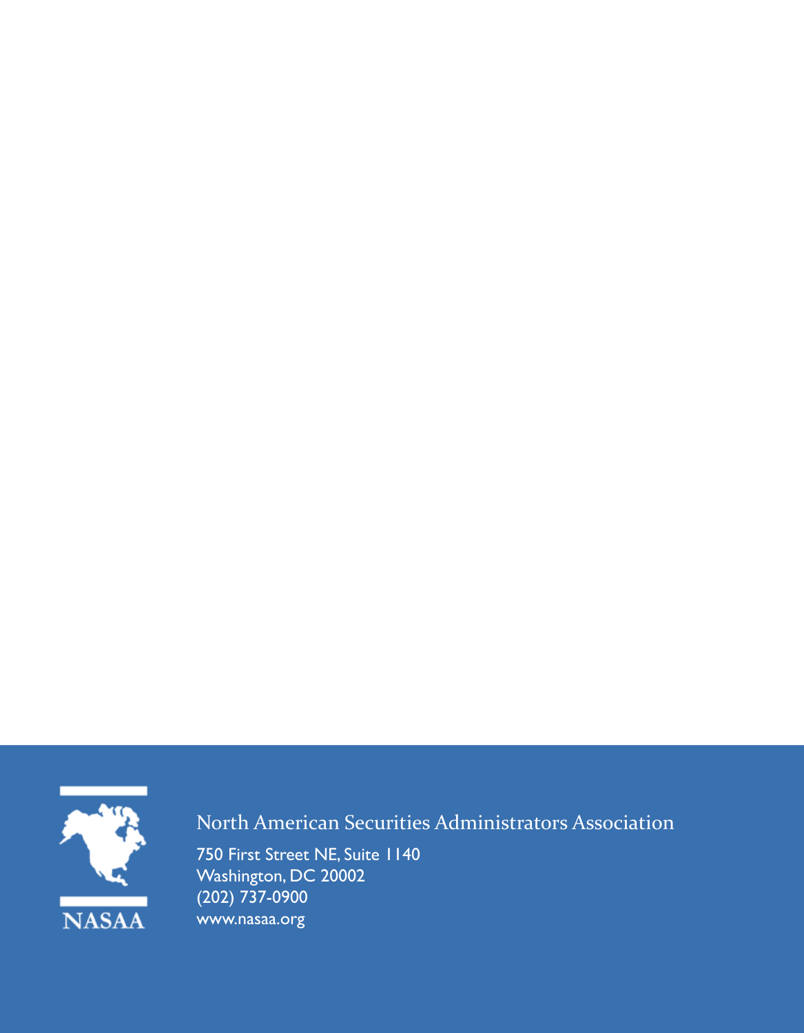NASAA

North American Securities Administrators Association

750 First Street NE, Suite 1140
Washington, DC 20002
(202) 737-0900
www.nasaa.org